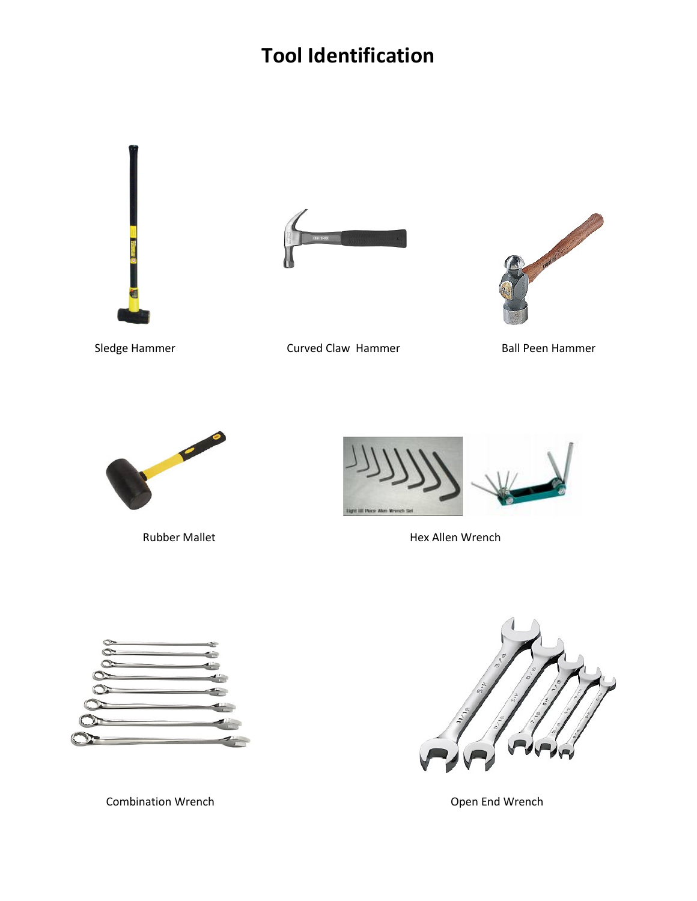# Tool Identification

Sledge Hammer

Curved Claw Hammer

Ball Peen Hammer

Rubber Mallet

Hex Allen Wrench

Combination Wrench

Open End Wrench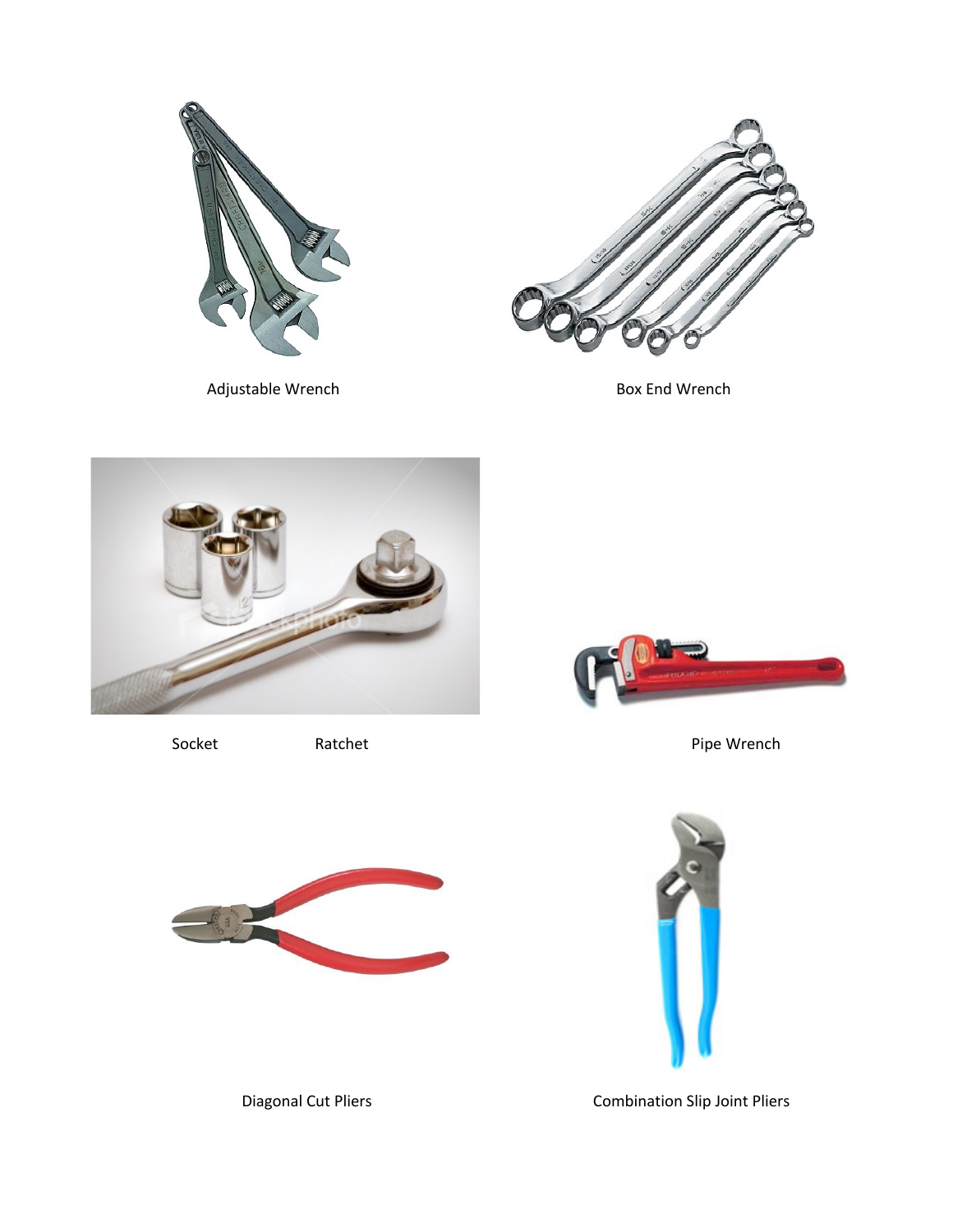Adjustable Wrench

Box End Wrench

Socket Ratchet

Pipe Wrench

Diagonal Cut Pliers

Combination Slip Joint Pliers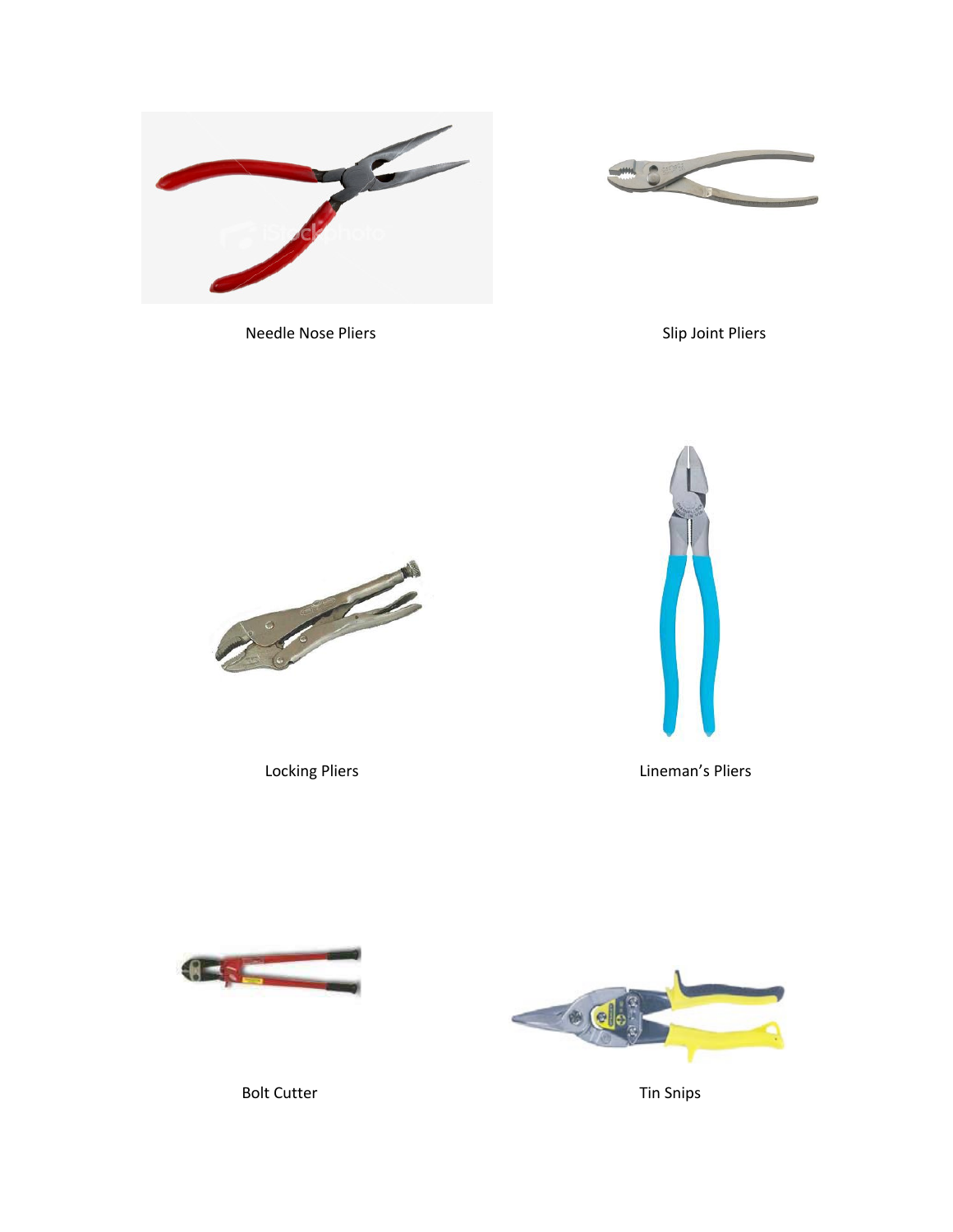Needle Nose Pliers

Slip Joint Pliers

Locking Pliers

Lineman's Pliers

Bolt Cutter

Tin Snips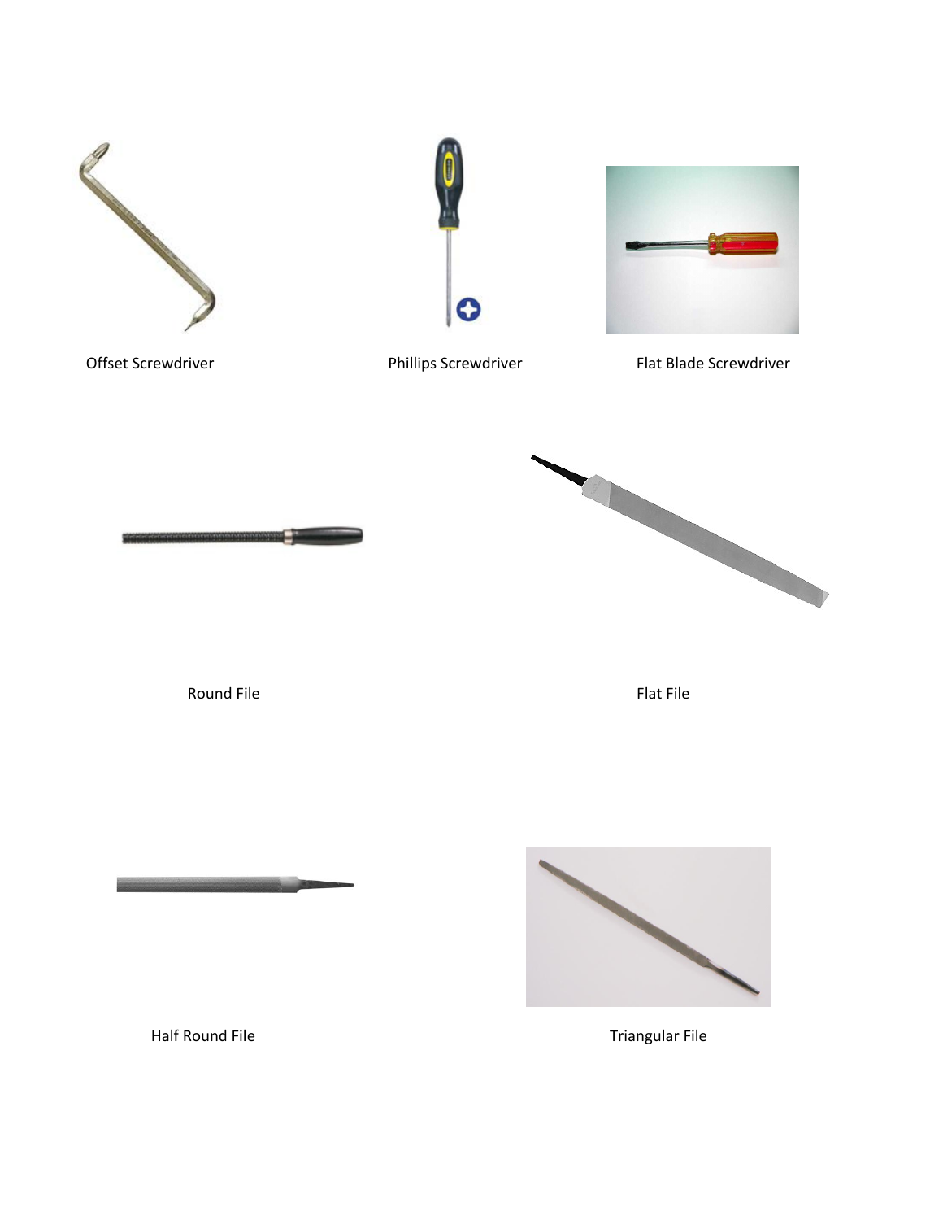Offset Screwdriver

Phillips Screwdriver

Flat Blade Screwdriver

Round File

Flat File

Half Round File

Triangular File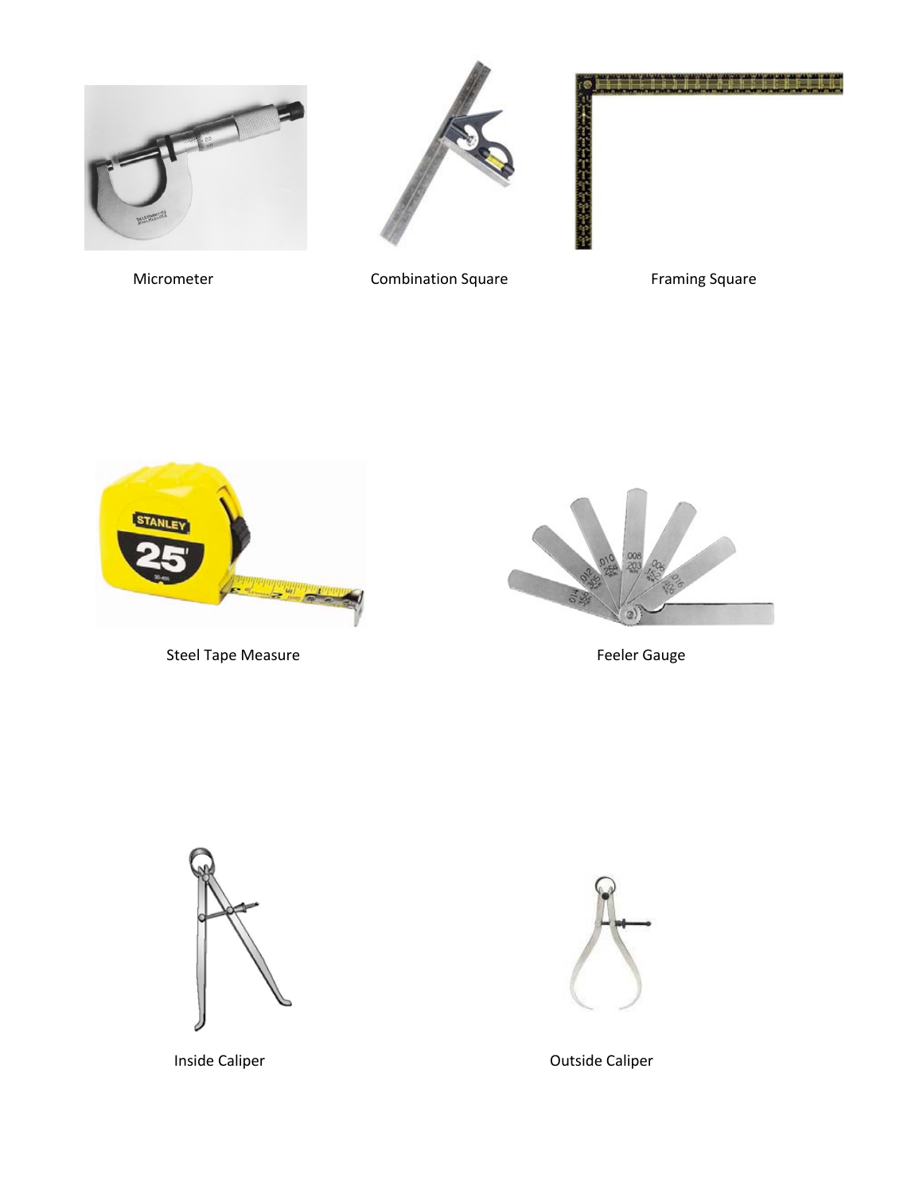Micromoter

Combination Square

Framing Square

Steel Tape Measure

Feeler Gauge

Inside Caliper

Outside Caliper

Micrometer

Combination Square

Framing Square

Steel Tape Measure

Feeler Gauge

Inside Caliper

Outside Caliper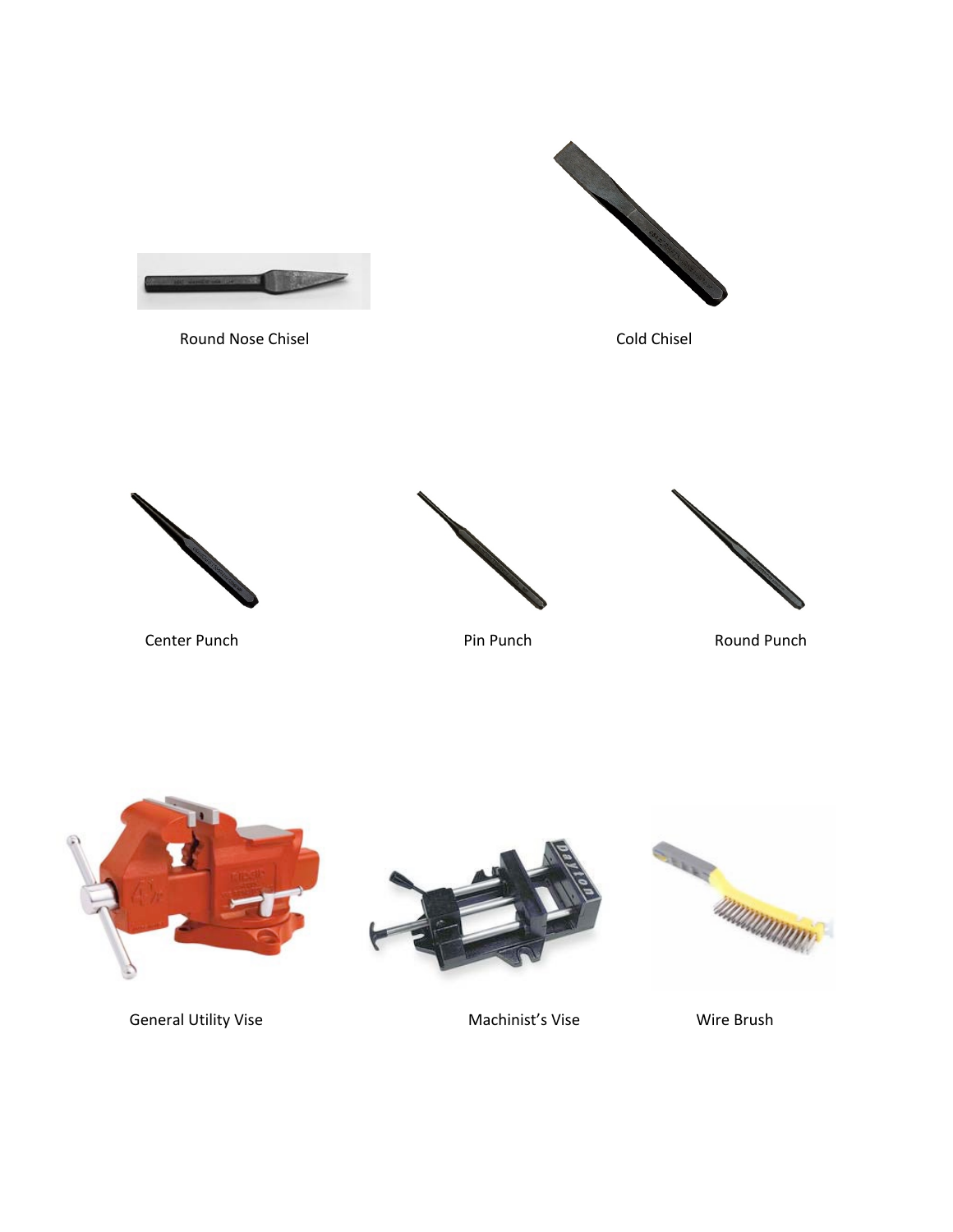Round Nose Chisel

Cold Chisel

Center Punch

Pin Punch

Round Punch

General Utility Vise

Machinist's Vise

Wire Brush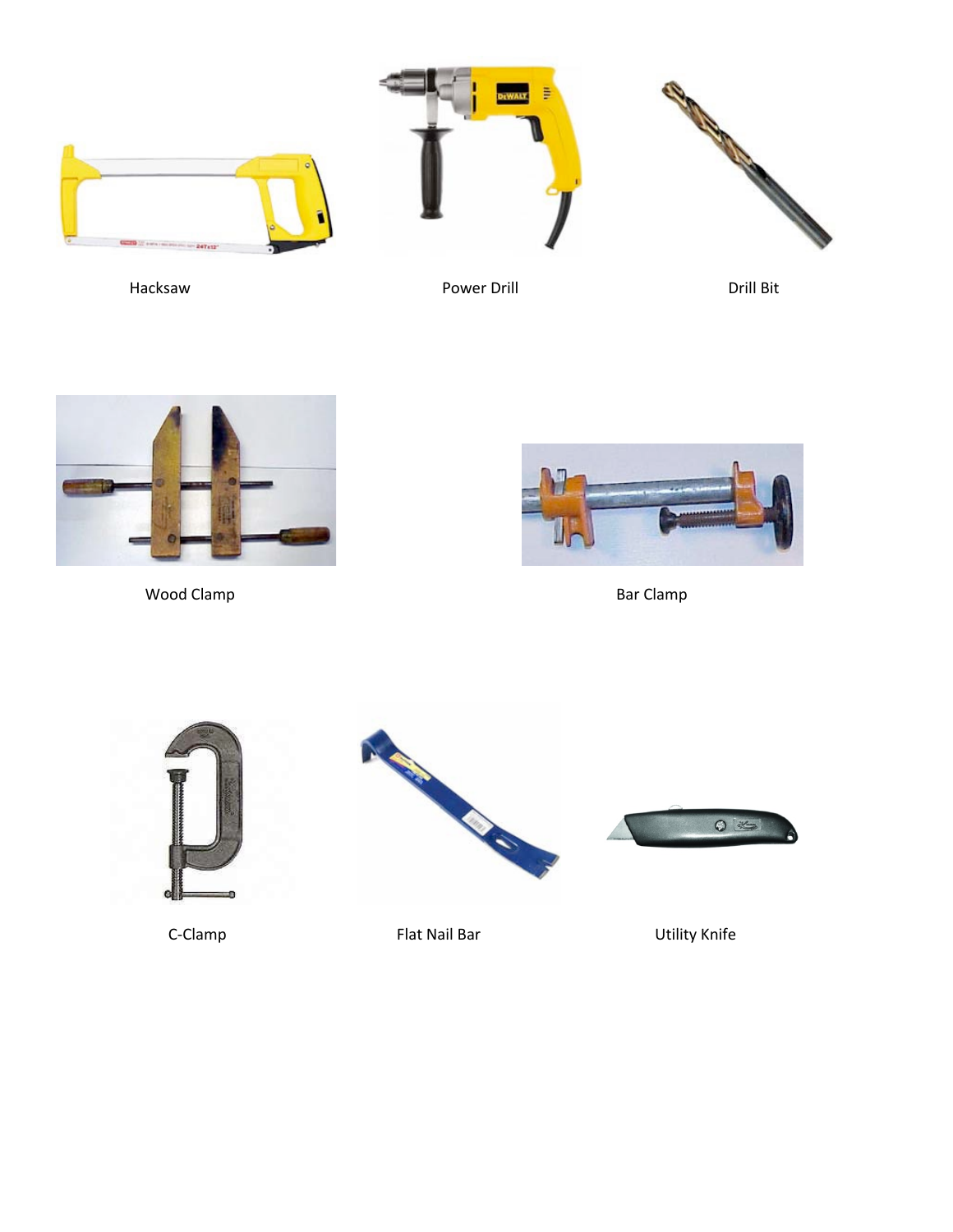Hacksaw

Power Drill

Drill Bit

Wood Clamp

Bar Clamp

C-Clamp

Flat Nail Bar

Utility Knife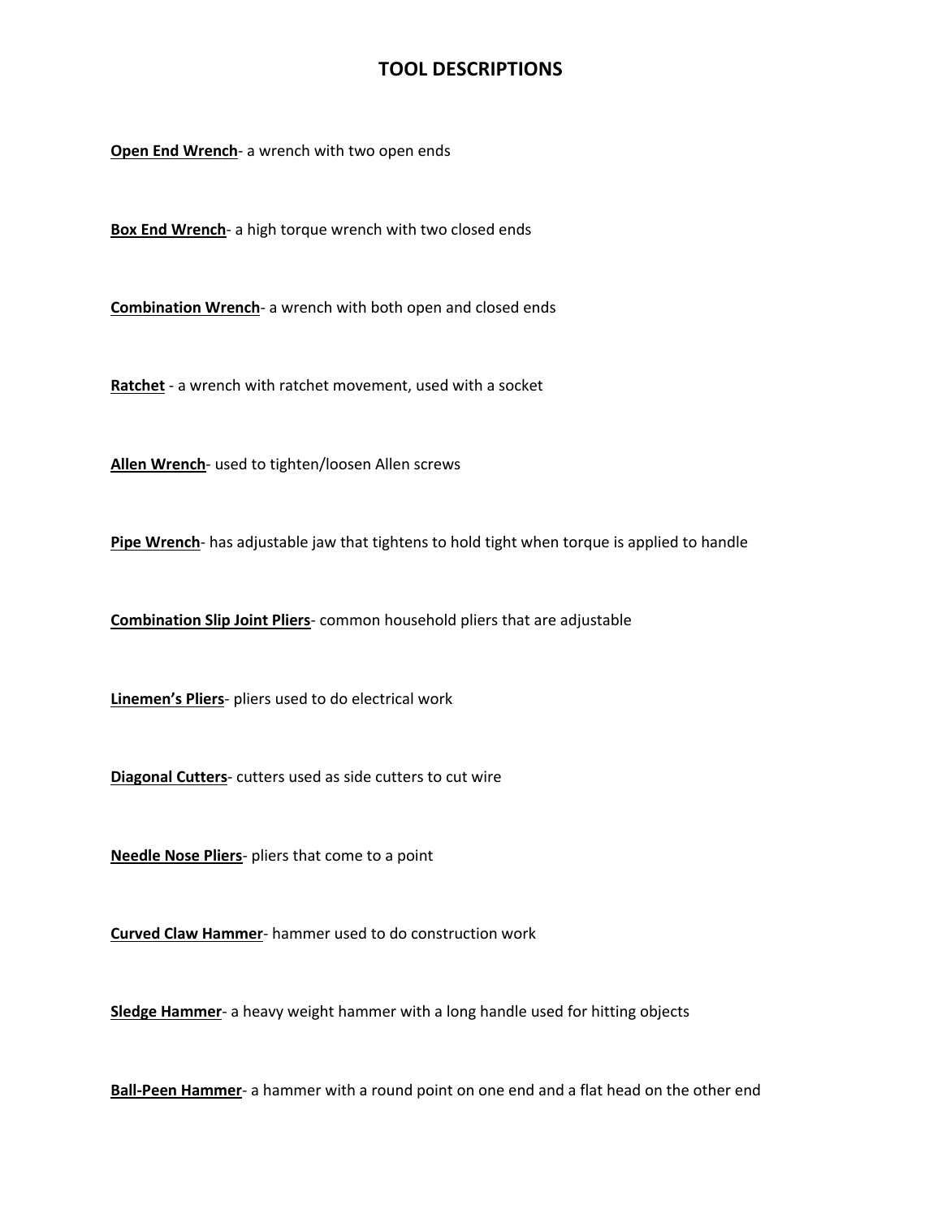# TOOL DESCRIPTIONS

**Open End Wrench**- a wrench with two open ends

**Box End Wrench**- a high torque wrench with two closed ends

**Combination Wrench**- a wrench with both open and closed ends

**Ratchet** - a wrench with ratchet movement, used with a socket

**Allen Wrench**- used to tighten/loosen Allen screws

**Pipe Wrench**- has adjustable jaw that tightens to hold tight when torque is applied to handle

**Combination Slip Joint Pliers**- common household pliers that are adjustable

**Linemen's Pliers**- pliers used to do electrical work

**Diagonal Cutters**- cutters used as side cutters to cut wire

**Needle Nose Pliers**- pliers that come to a point

**Curved Claw Hammer**- hammer used to do construction work

**Sledge Hammer**- a heavy weight hammer with a long handle used for hitting objects

**Ball-Peen Hammer**- a hammer with a round point on one end and a flat head on the other end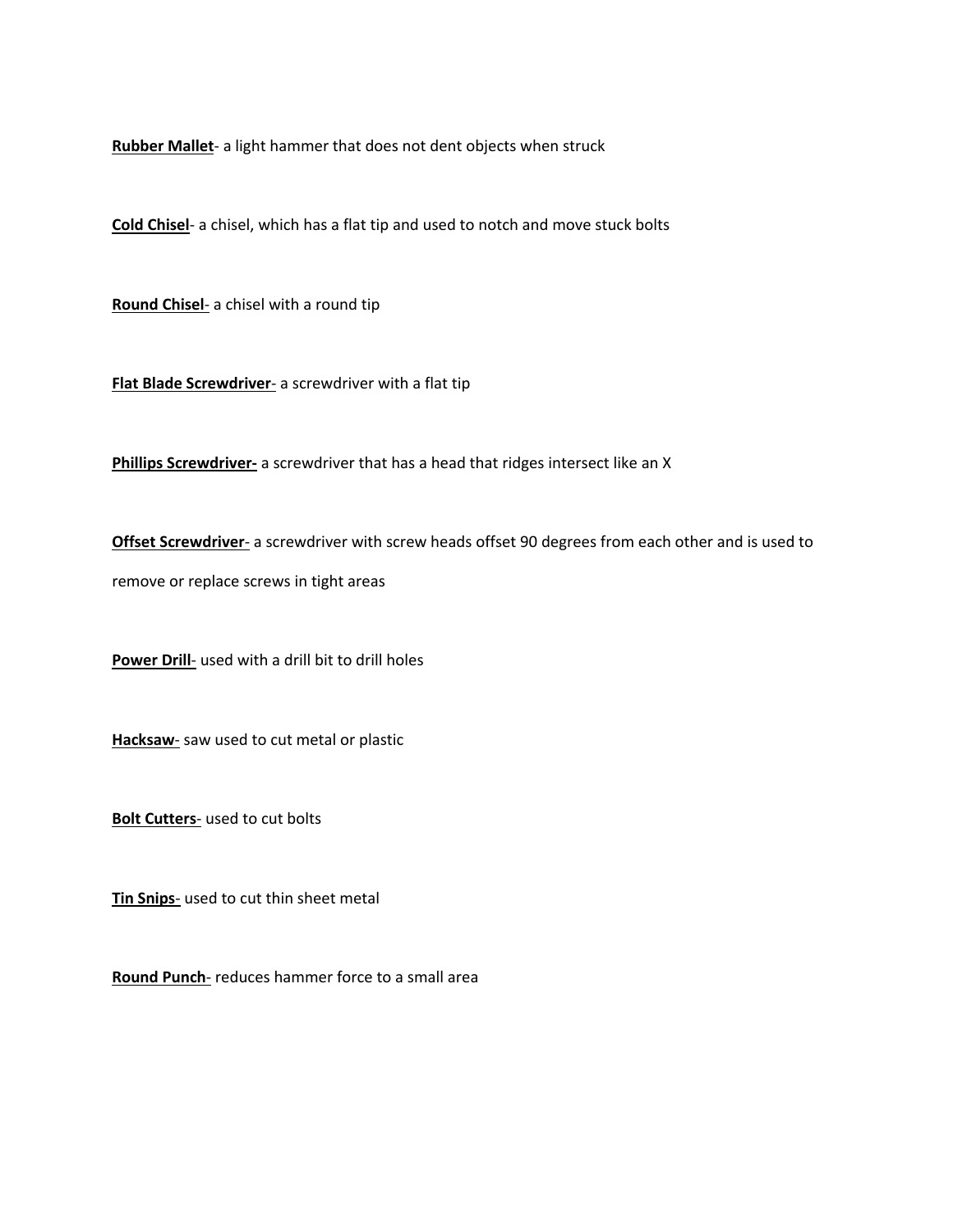**Rubber Mallet**- a light hammer that does not dent objects when struck

**Cold Chisel**- a chisel, which has a flat tip and used to notch and move stuck bolts

**Round Chisel**- a chisel with a round tip

**Flat Blade Screwdriver**- a screwdriver with a flat tip

**Phillips Screwdriver-** a screwdriver that has a head that ridges intersect like an X

**Offset Screwdriver**- a screwdriver with screw heads offset 90 degrees from each other and is used to remove or replace screws in tight areas

**Power Drill**- used with a drill bit to drill holes

**Hacksaw**- saw used to cut metal or plastic

**Bolt Cutters**- used to cut bolts

**Tin Snips**- used to cut thin sheet metal

**Round Punch**- reduces hammer force to a small area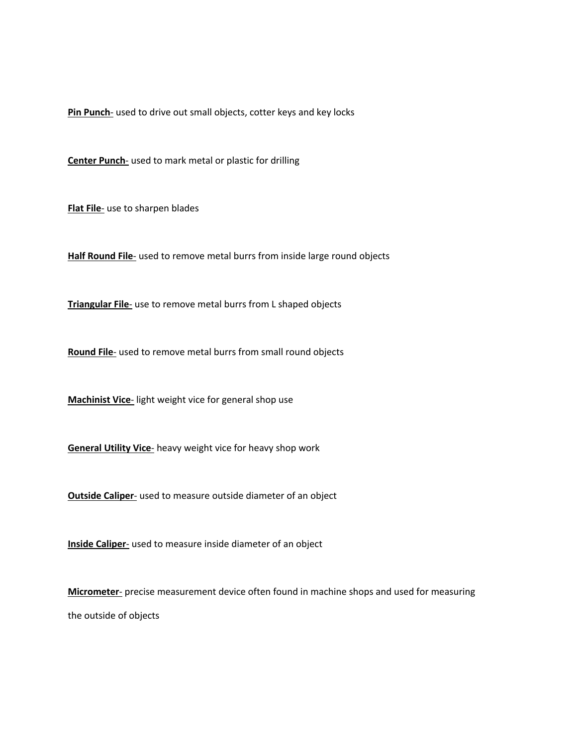**Pin Punch**- used to drive out small objects, cotter keys and key locks

**Center Punch**- used to mark metal or plastic for drilling

**Flat File**- use to sharpen blades

**Half Round File**- used to remove metal burrs from inside large round objects

**Triangular File**- use to remove metal burrs from L shaped objects

**Round File**- used to remove metal burrs from small round objects

**Machinist Vice**- light weight vice for general shop use

**General Utility Vice**- heavy weight vice for heavy shop work

**Outside Caliper**- used to measure outside diameter of an object

**Inside Caliper**- used to measure inside diameter of an object

**Micrometer**- precise measurement device often found in machine shops and used for measuring the outside of objects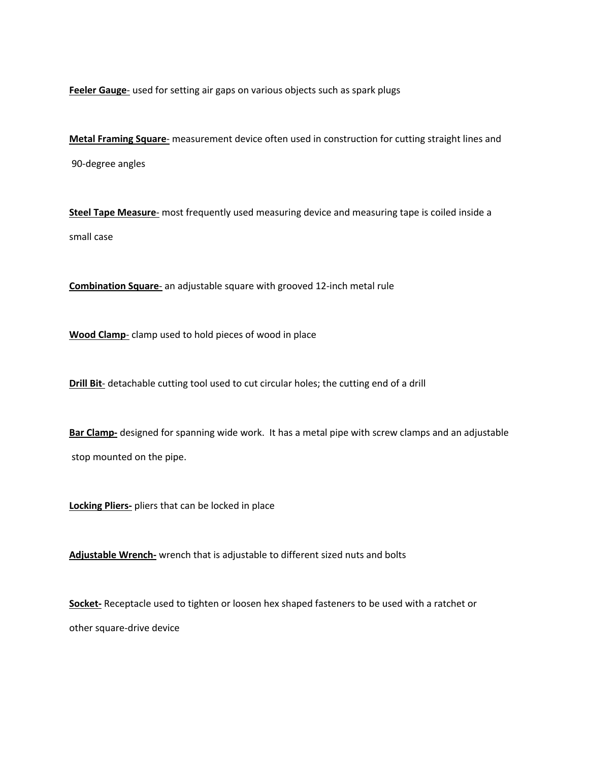**<u>Feeler Gauge</u>**- used for setting air gaps on various objects such as spark plugs

**<u>Metal Framing Square</u>**- measurement device often used in construction for cutting straight lines and 90-degree angles

**<u>Steel Tape Measure</u>**- most frequently used measuring device and measuring tape is coiled inside a small case

**<u>Combination Square</u>**- an adjustable square with grooved 12-inch metal rule

**<u>Wood Clamp</u>**- clamp used to hold pieces of wood in place

**<u>Drill Bit</u>**- detachable cutting tool used to cut circular holes; the cutting end of a drill

**<u>Bar Clamp-</u>** designed for spanning wide work. It has a metal pipe with screw clamps and an adjustable stop mounted on the pipe.

**<u>Locking Pliers-</u>** pliers that can be locked in place

**<u>Adjustable Wrench-</u>** wrench that is adjustable to different sized nuts and bolts

**<u>Socket-</u>** Receptacle used to tighten or loosen hex shaped fasteners to be used with a ratchet or other square-drive device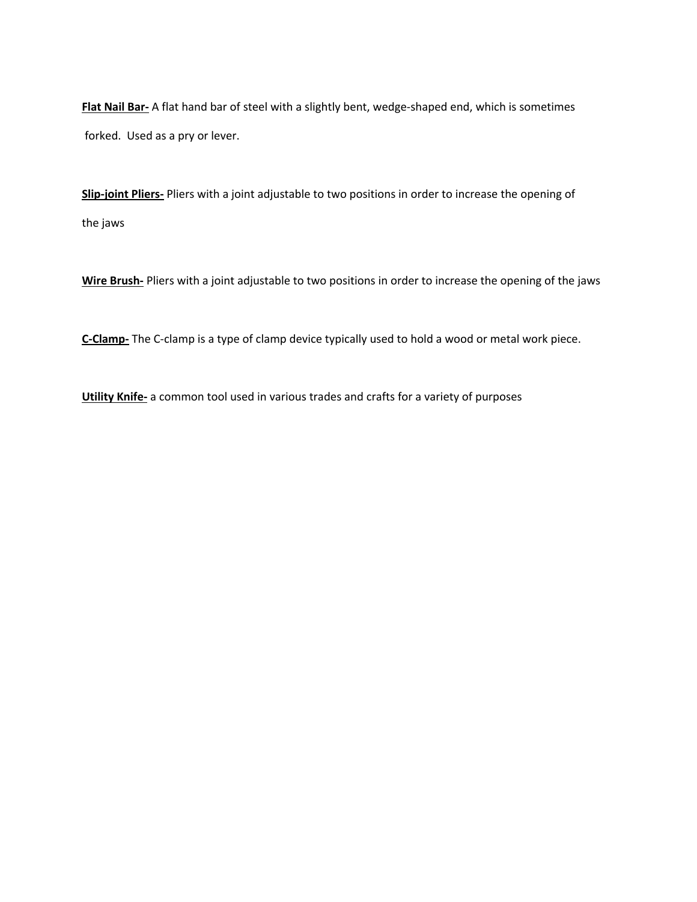**<u>Flat Nail Bar-</u>** A flat hand bar of steel with a slightly bent, wedge-shaped end, which is sometimes forked. Used as a pry or lever.

**<u>Slip-joint Pliers-</u>** Pliers with a joint adjustable to two positions in order to increase the opening of the jaws

**<u>Wire Brush-</u>** Pliers with a joint adjustable to two positions in order to increase the opening of the jaws

**<u>C-Clamp-</u>** The C-clamp is a type of clamp device typically used to hold a wood or metal work piece.

**<u>Utility Knife-</u>** a common tool used in various trades and crafts for a variety of purposes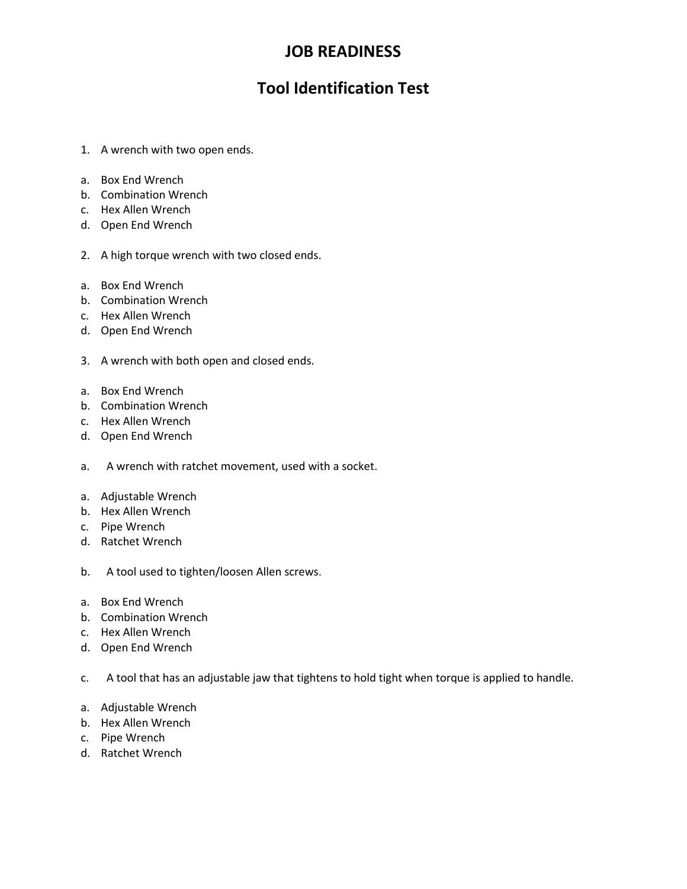# JOB READINESS

## Tool Identification Test

1. A wrench with two open ends.

a. Box End Wrench
b. Combination Wrench
c. Hex Allen Wrench
d. Open End Wrench

2. A high torque wrench with two closed ends.

a. Box End Wrench
b. Combination Wrench
c. Hex Allen Wrench
d. Open End Wrench

3. A wrench with both open and closed ends.

a. Box End Wrench
b. Combination Wrench
c. Hex Allen Wrench
d. Open End Wrench

a. A wrench with ratchet movement, used with a socket.

a. Adjustable Wrench
b. Hex Allen Wrench
c. Pipe Wrench
d. Ratchet Wrench

b. A tool used to tighten/loosen Allen screws.

a. Box End Wrench
b. Combination Wrench
c. Hex Allen Wrench
d. Open End Wrench

c. A tool that has an adjustable jaw that tightens to hold tight when torque is applied to handle.

a. Adjustable Wrench
b. Hex Allen Wrench
c. Pipe Wrench
d. Ratchet Wrench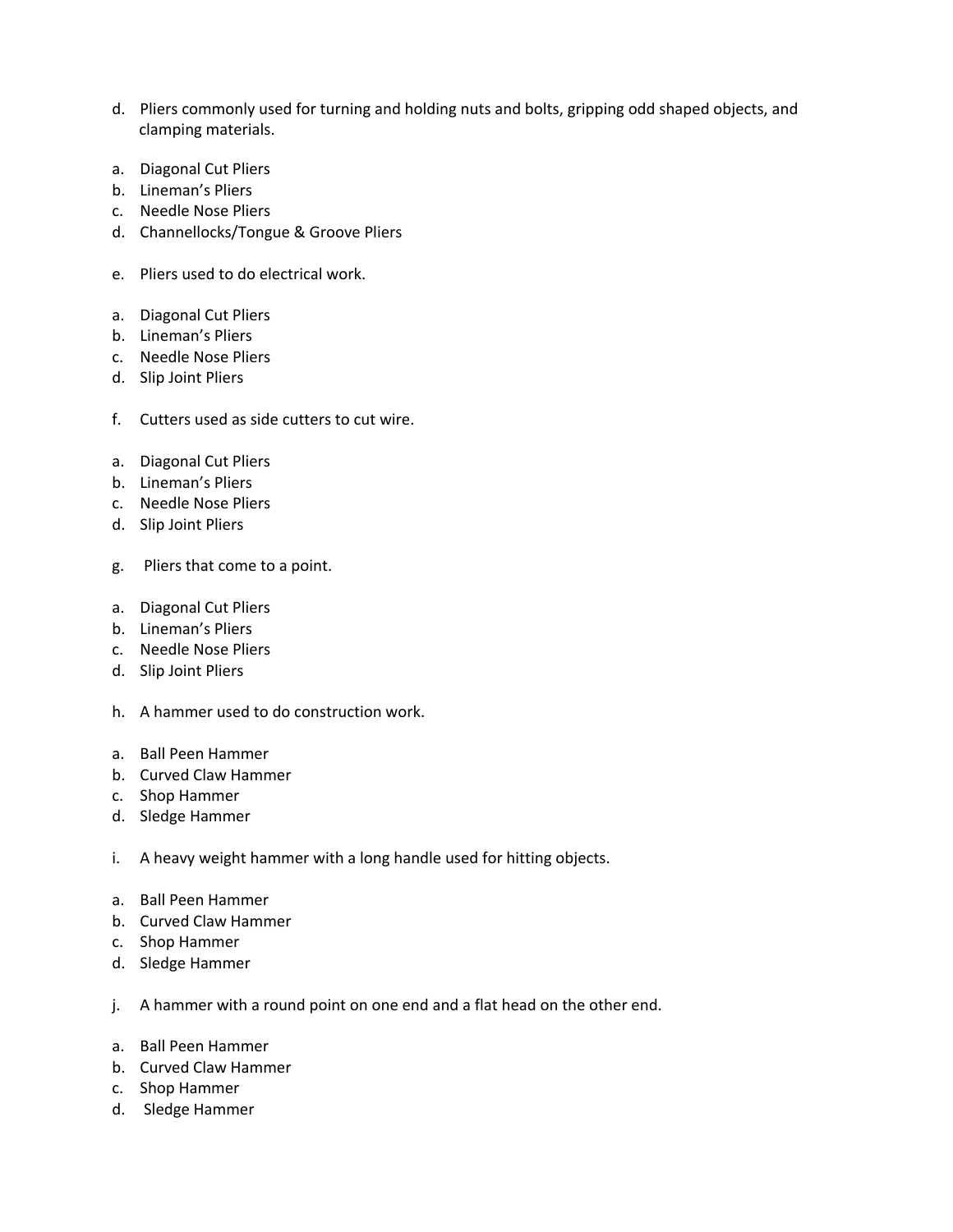d. Pliers commonly used for turning and holding nuts and bolts, gripping odd shaped objects, and clamping materials.

a. Diagonal Cut Pliers
b. Lineman's Pliers
c. Needle Nose Pliers
d. Channellocks/Tongue & Groove Pliers

e. Pliers used to do electrical work.

a. Diagonal Cut Pliers
b. Lineman's Pliers
c. Needle Nose Pliers
d. Slip Joint Pliers

f. Cutters used as side cutters to cut wire.

a. Diagonal Cut Pliers
b. Lineman's Pliers
c. Needle Nose Pliers
d. Slip Joint Pliers

g. Pliers that come to a point.

a. Diagonal Cut Pliers
b. Lineman's Pliers
c. Needle Nose Pliers
d. Slip Joint Pliers

h. A hammer used to do construction work.

a. Ball Peen Hammer
b. Curved Claw Hammer
c. Shop Hammer
d. Sledge Hammer

i. A heavy weight hammer with a long handle used for hitting objects.

a. Ball Peen Hammer
b. Curved Claw Hammer
c. Shop Hammer
d. Sledge Hammer

j. A hammer with a round point on one end and a flat head on the other end.

a. Ball Peen Hammer
b. Curved Claw Hammer
c. Shop Hammer
d. Sledge Hammer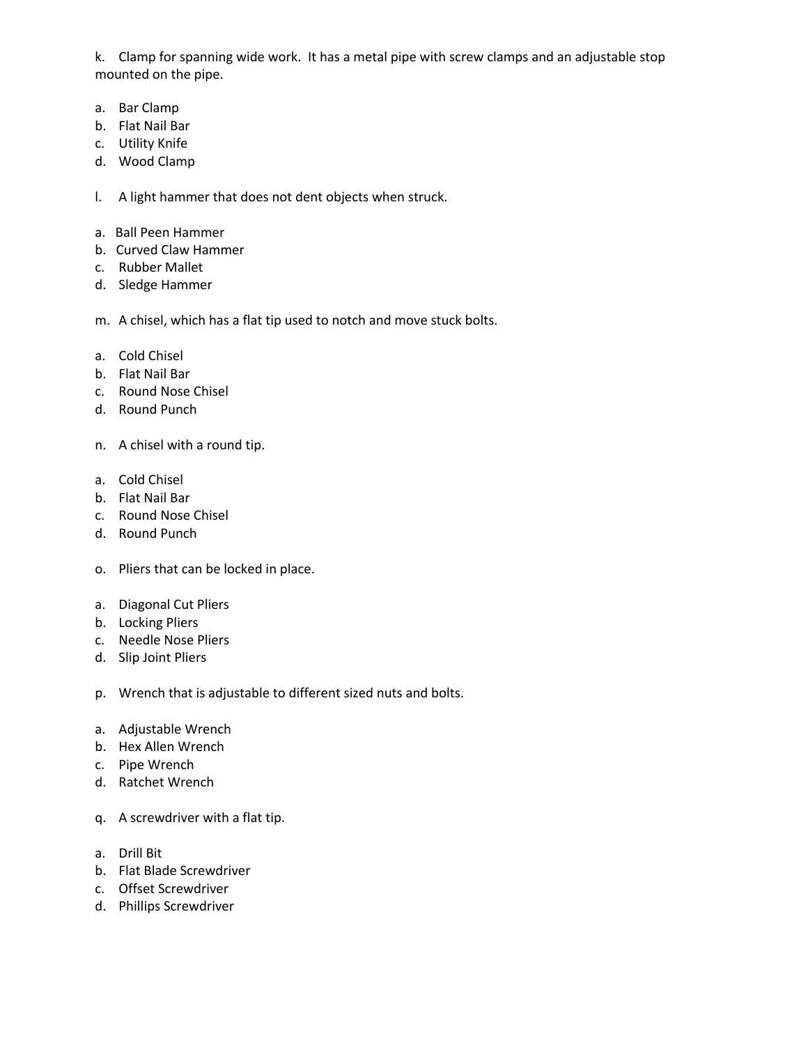k. Clamp for spanning wide work. It has a metal pipe with screw clamps and an adjustable stop mounted on the pipe.

a. Bar Clamp
b. Flat Nail Bar
c. Utility Knife
d. Wood Clamp

l. A light hammer that does not dent objects when struck.

a. Ball Peen Hammer
b. Curved Claw Hammer
c. Rubber Mallet
d. Sledge Hammer

m. A chisel, which has a flat tip used to notch and move stuck bolts.

a. Cold Chisel
b. Flat Nail Bar
c. Round Nose Chisel
d. Round Punch

n. A chisel with a round tip.

a. Cold Chisel
b. Flat Nail Bar
c. Round Nose Chisel
d. Round Punch

o. Pliers that can be locked in place.

a. Diagonal Cut Pliers
b. Locking Pliers
c. Needle Nose Pliers
d. Slip Joint Pliers

p. Wrench that is adjustable to different sized nuts and bolts.

a. Adjustable Wrench
b. Hex Allen Wrench
c. Pipe Wrench
d. Ratchet Wrench

q. A screwdriver with a flat tip.

a. Drill Bit
b. Flat Blade Screwdriver
c. Offset Screwdriver
d. Phillips Screwdriver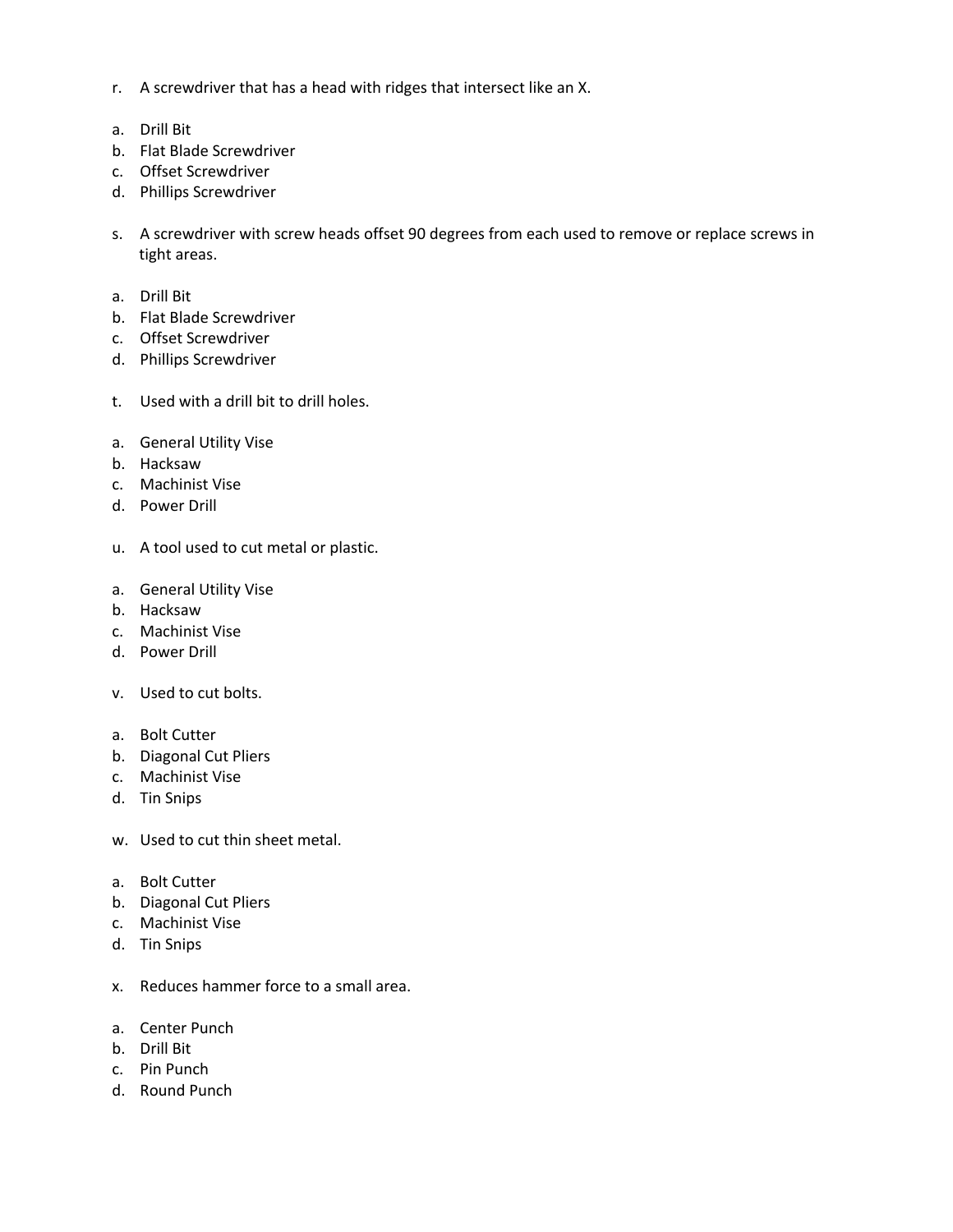r. A screwdriver that has a head with ridges that intersect like an X.

a. Drill Bit
b. Flat Blade Screwdriver
c. Offset Screwdriver
d. Phillips Screwdriver

s. A screwdriver with screw heads offset 90 degrees from each used to remove or replace screws in tight areas.

a. Drill Bit
b. Flat Blade Screwdriver
c. Offset Screwdriver
d. Phillips Screwdriver

t. Used with a drill bit to drill holes.

a. General Utility Vise
b. Hacksaw
c. Machinist Vise
d. Power Drill

u. A tool used to cut metal or plastic.

a. General Utility Vise
b. Hacksaw
c. Machinist Vise
d. Power Drill

v. Used to cut bolts.

a. Bolt Cutter
b. Diagonal Cut Pliers
c. Machinist Vise
d. Tin Snips

w. Used to cut thin sheet metal.

a. Bolt Cutter
b. Diagonal Cut Pliers
c. Machinist Vise
d. Tin Snips

x. Reduces hammer force to a small area.

a. Center Punch
b. Drill Bit
c. Pin Punch
d. Round Punch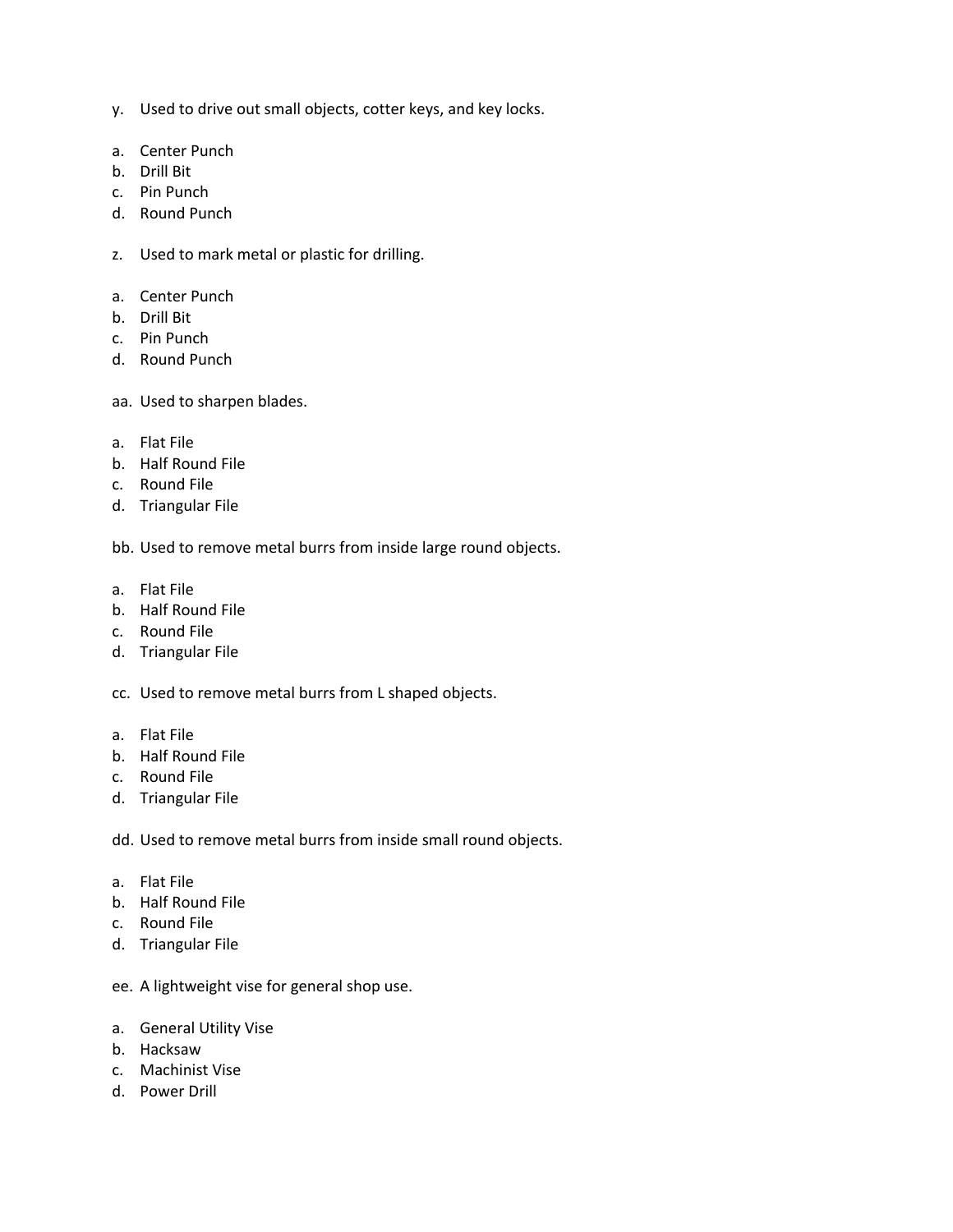y. Used to drive out small objects, cotter keys, and key locks.

a. Center Punch
b. Drill Bit
c. Pin Punch
d. Round Punch

z. Used to mark metal or plastic for drilling.

a. Center Punch
b. Drill Bit
c. Pin Punch
d. Round Punch

aa. Used to sharpen blades.

a. Flat File
b. Half Round File
c. Round File
d. Triangular File

bb. Used to remove metal burrs from inside large round objects.

a. Flat File
b. Half Round File
c. Round File
d. Triangular File

cc. Used to remove metal burrs from L shaped objects.

a. Flat File
b. Half Round File
c. Round File
d. Triangular File

dd. Used to remove metal burrs from inside small round objects.

a. Flat File
b. Half Round File
c. Round File
d. Triangular File

ee. A lightweight vise for general shop use.

a. General Utility Vise
b. Hacksaw
c. Machinist Vise
d. Power Drill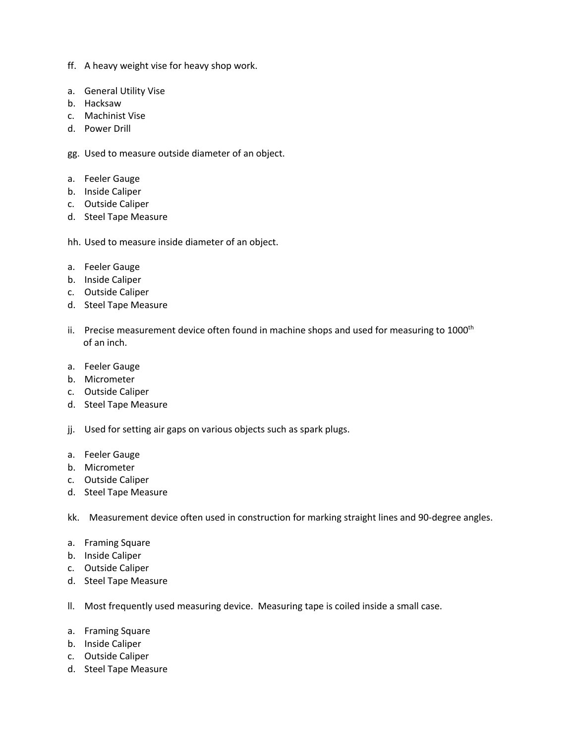ff. A heavy weight vise for heavy shop work.

a. General Utility Vise
b. Hacksaw
c. Machinist Vise
d. Power Drill

gg. Used to measure outside diameter of an object.

a. Feeler Gauge
b. Inside Caliper
c. Outside Caliper
d. Steel Tape Measure

hh. Used to measure inside diameter of an object.

a. Feeler Gauge
b. Inside Caliper
c. Outside Caliper
d. Steel Tape Measure

ii. Precise measurement device often found in machine shops and used for measuring to 1000th of an inch.

a. Feeler Gauge
b. Micrometer
c. Outside Caliper
d. Steel Tape Measure

jj. Used for setting air gaps on various objects such as spark plugs.

a. Feeler Gauge
b. Micrometer
c. Outside Caliper
d. Steel Tape Measure

kk. Measurement device often used in construction for marking straight lines and 90-degree angles.

a. Framing Square
b. Inside Caliper
c. Outside Caliper
d. Steel Tape Measure

ll. Most frequently used measuring device. Measuring tape is coiled inside a small case.

a. Framing Square
b. Inside Caliper
c. Outside Caliper
d. Steel Tape Measure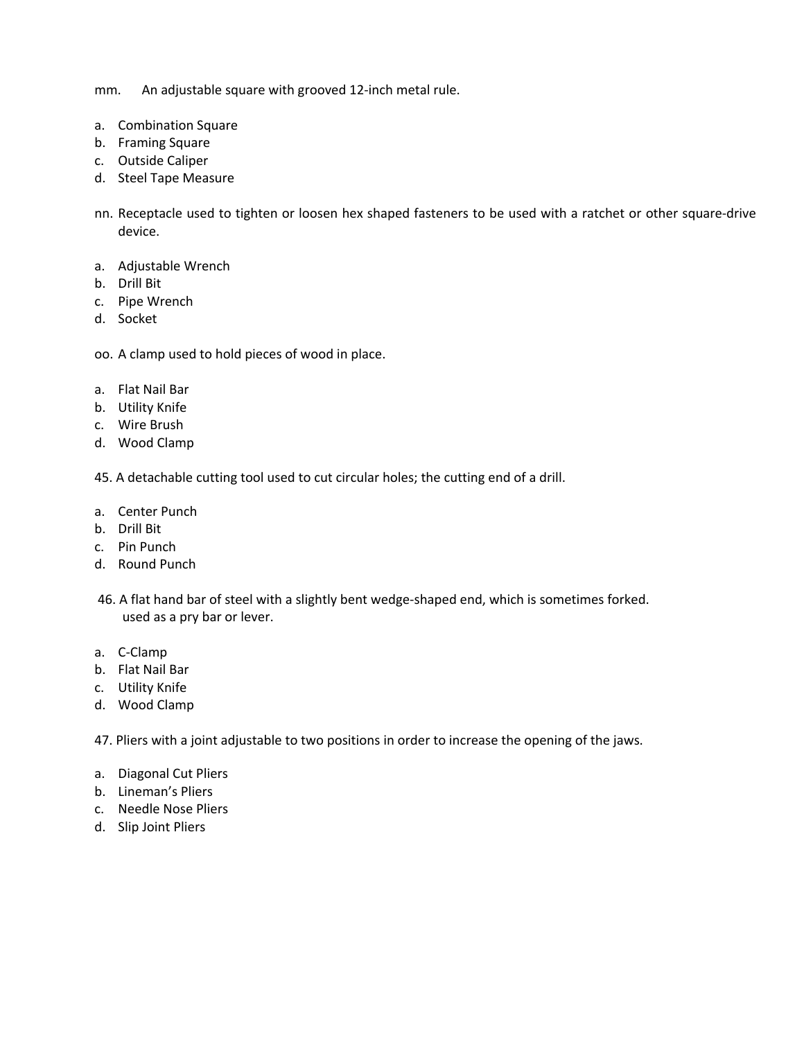mm. An adjustable square with grooved 12-inch metal rule.

a. Combination Square
b. Framing Square
c. Outside Caliper
d. Steel Tape Measure

nn. Receptacle used to tighten or loosen hex shaped fasteners to be used with a ratchet or other square-drive device.

a. Adjustable Wrench
b. Drill Bit
c. Pipe Wrench
d. Socket

oo. A clamp used to hold pieces of wood in place.

a. Flat Nail Bar
b. Utility Knife
c. Wire Brush
d. Wood Clamp

45. A detachable cutting tool used to cut circular holes; the cutting end of a drill.

a. Center Punch
b. Drill Bit
c. Pin Punch
d. Round Punch

46. A flat hand bar of steel with a slightly bent wedge-shaped end, which is sometimes forked. used as a pry bar or lever.

a. C-Clamp
b. Flat Nail Bar
c. Utility Knife
d. Wood Clamp

47. Pliers with a joint adjustable to two positions in order to increase the opening of the jaws.

a. Diagonal Cut Pliers
b. Lineman's Pliers
c. Needle Nose Pliers
d. Slip Joint Pliers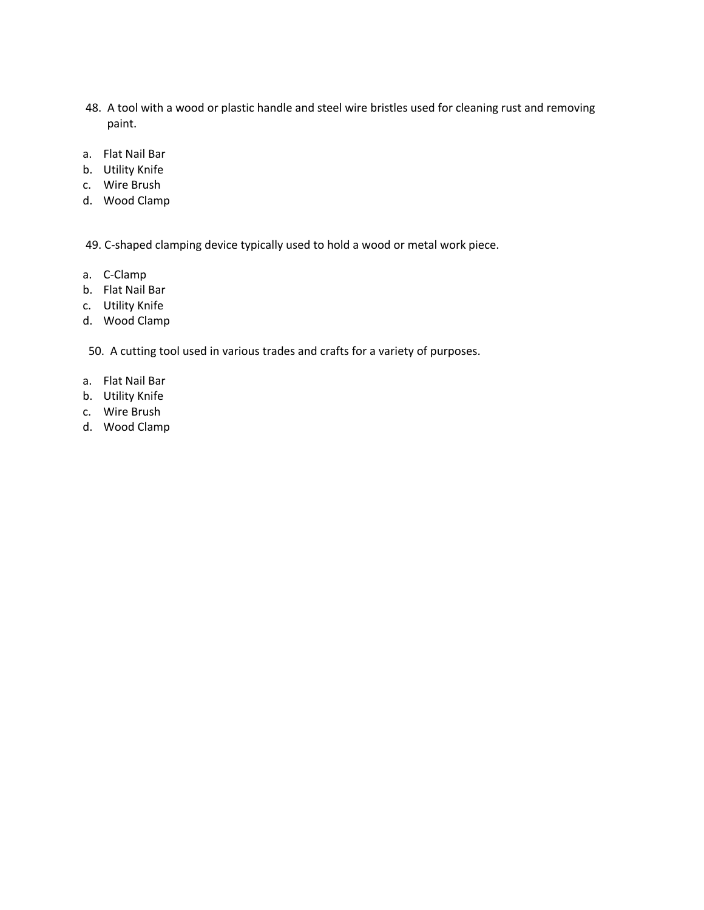48. A tool with a wood or plastic handle and steel wire bristles used for cleaning rust and removing paint.

a. Flat Nail Bar
b. Utility Knife
c. Wire Brush
d. Wood Clamp

49. C-shaped clamping device typically used to hold a wood or metal work piece.

a. C-Clamp
b. Flat Nail Bar
c. Utility Knife
d. Wood Clamp

50. A cutting tool used in various trades and crafts for a variety of purposes.

a. Flat Nail Bar
b. Utility Knife
c. Wire Brush
d. Wood Clamp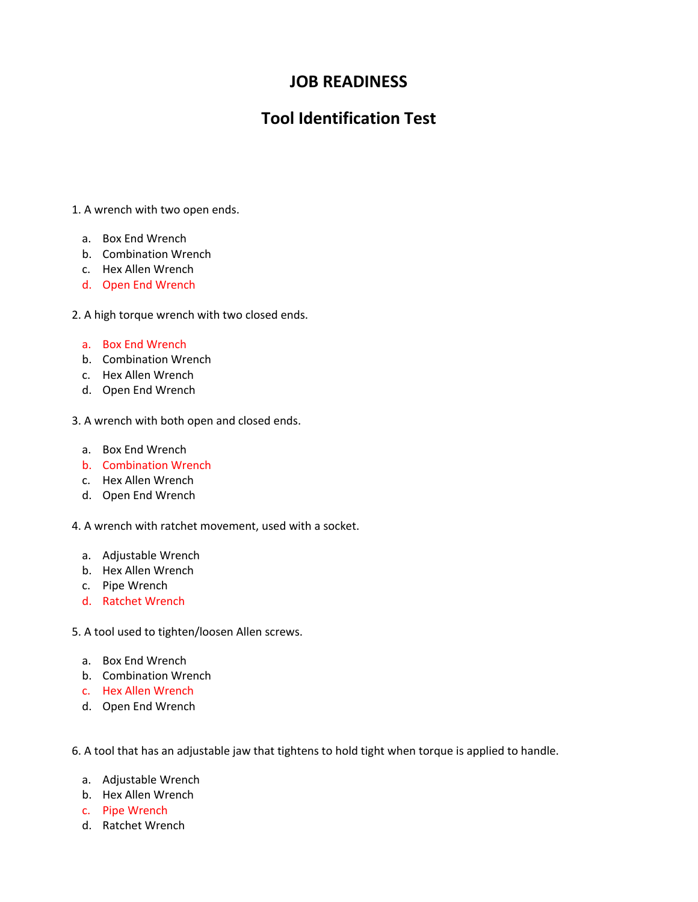# JOB READINESS

## Tool Identification Test

1. A wrench with two open ends.

   a. Box End Wrench
   b. Combination Wrench
   c. Hex Allen Wrench
   d. Open End Wrench

2. A high torque wrench with two closed ends.

   a. Box End Wrench
   b. Combination Wrench
   c. Hex Allen Wrench
   d. Open End Wrench

3. A wrench with both open and closed ends.

   a. Box End Wrench
   b. Combination Wrench
   c. Hex Allen Wrench
   d. Open End Wrench

4. A wrench with ratchet movement, used with a socket.

   a. Adjustable Wrench
   b. Hex Allen Wrench
   c. Pipe Wrench
   d. Ratchet Wrench

5. A tool used to tighten/loosen Allen screws.

   a. Box End Wrench
   b. Combination Wrench
   c. Hex Allen Wrench
   d. Open End Wrench

6. A tool that has an adjustable jaw that tightens to hold tight when torque is applied to handle.

   a. Adjustable Wrench
   b. Hex Allen Wrench
   c. Pipe Wrench
   d. Ratchet Wrench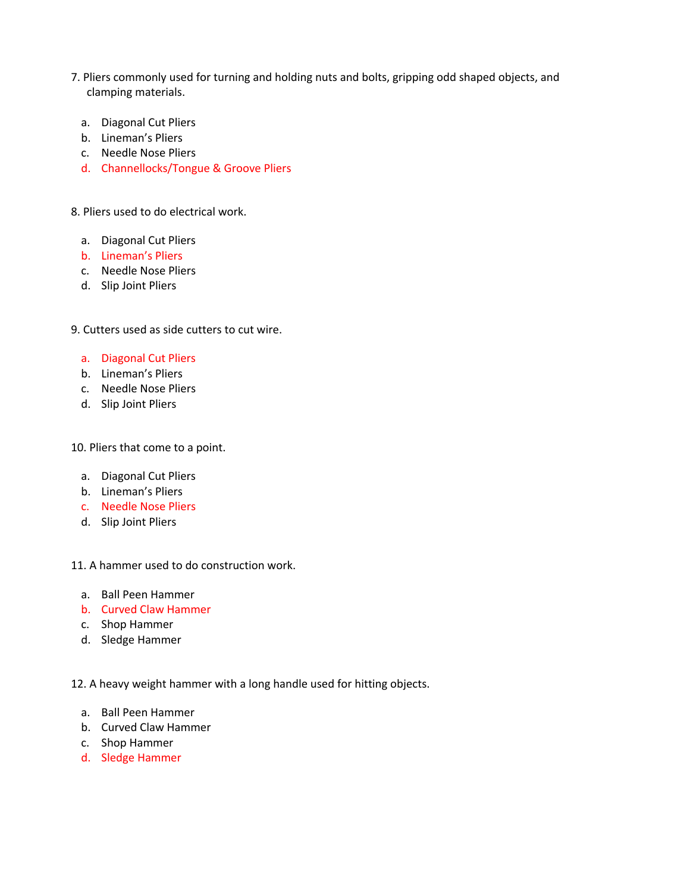7. Pliers commonly used for turning and holding nuts and bolts, gripping odd shaped objects, and clamping materials.

   a. Diagonal Cut Pliers
   b. Lineman's Pliers
   c. Needle Nose Pliers
   d. Channellocks/Tongue & Groove Pliers

8. Pliers used to do electrical work.

   a. Diagonal Cut Pliers
   b. Lineman's Pliers
   c. Needle Nose Pliers
   d. Slip Joint Pliers

9. Cutters used as side cutters to cut wire.

   a. Diagonal Cut Pliers
   b. Lineman's Pliers
   c. Needle Nose Pliers
   d. Slip Joint Pliers

10. Pliers that come to a point.

   a. Diagonal Cut Pliers
   b. Lineman's Pliers
   c. Needle Nose Pliers
   d. Slip Joint Pliers

11. A hammer used to do construction work.

   a. Ball Peen Hammer
   b. Curved Claw Hammer
   c. Shop Hammer
   d. Sledge Hammer

12. A heavy weight hammer with a long handle used for hitting objects.

   a. Ball Peen Hammer
   b. Curved Claw Hammer
   c. Shop Hammer
   d. Sledge Hammer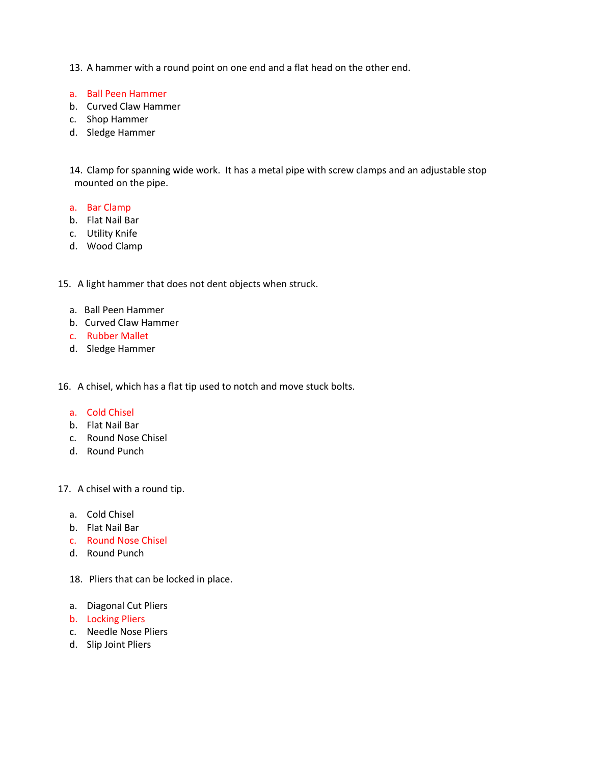13. A hammer with a round point on one end and a flat head on the other end.

a. Ball Peen Hammer
b. Curved Claw Hammer
c. Shop Hammer
d. Sledge Hammer

14. Clamp for spanning wide work. It has a metal pipe with screw clamps and an adjustable stop mounted on the pipe.

a. Bar Clamp
b. Flat Nail Bar
c. Utility Knife
d. Wood Clamp

15. A light hammer that does not dent objects when struck.

a. Ball Peen Hammer
b. Curved Claw Hammer
c. Rubber Mallet
d. Sledge Hammer

16. A chisel, which has a flat tip used to notch and move stuck bolts.

a. Cold Chisel
b. Flat Nail Bar
c. Round Nose Chisel
d. Round Punch

17. A chisel with a round tip.

a. Cold Chisel
b. Flat Nail Bar
c. Round Nose Chisel
d. Round Punch

18. Pliers that can be locked in place.

a. Diagonal Cut Pliers
b. Locking Pliers
c. Needle Nose Pliers
d. Slip Joint Pliers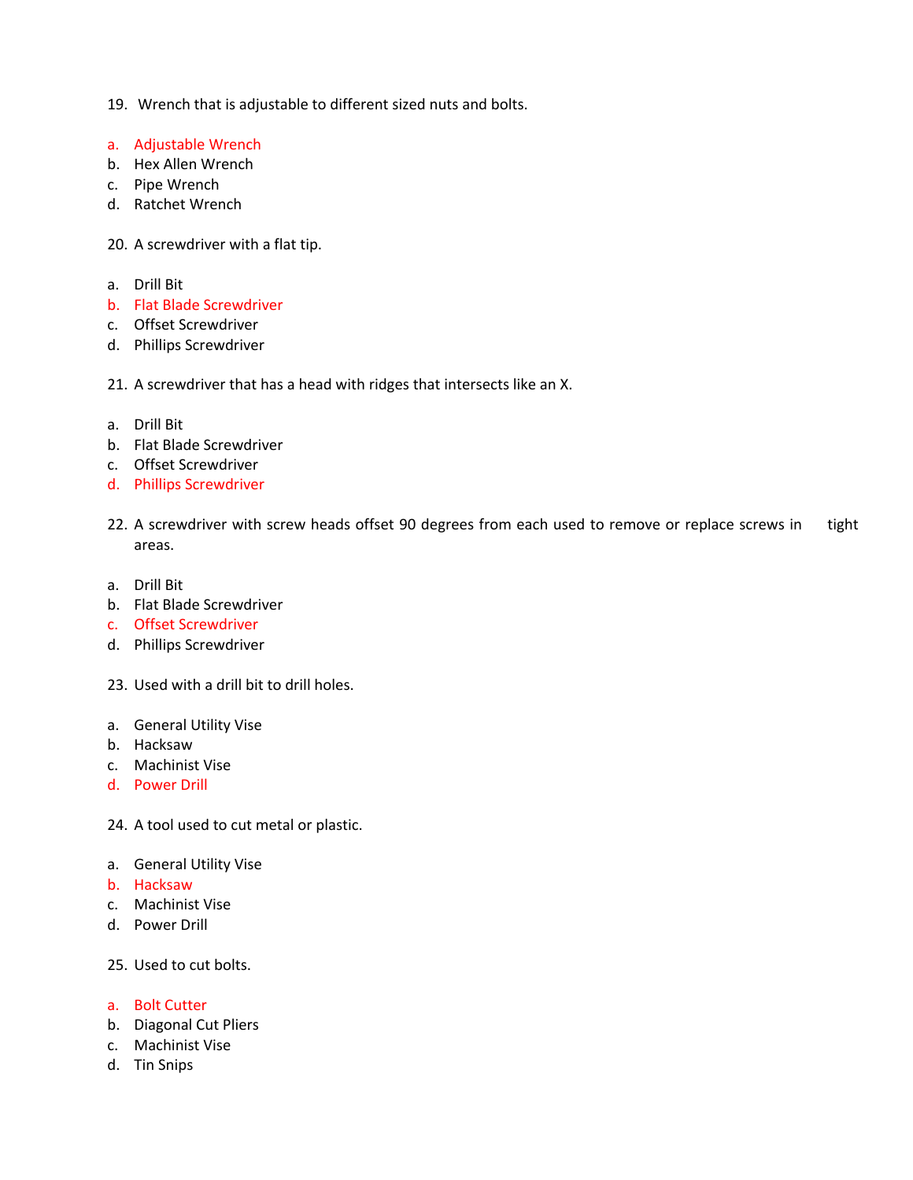19. Wrench that is adjustable to different sized nuts and bolts.

a. Adjustable Wrench
b. Hex Allen Wrench
c. Pipe Wrench
d. Ratchet Wrench

20. A screwdriver with a flat tip.

a. Drill Bit
b. Flat Blade Screwdriver
c. Offset Screwdriver
d. Phillips Screwdriver

21. A screwdriver that has a head with ridges that intersects like an X.

a. Drill Bit
b. Flat Blade Screwdriver
c. Offset Screwdriver
d. Phillips Screwdriver

22. A screwdriver with screw heads offset 90 degrees from each used to remove or replace screws in tight areas.

a. Drill Bit
b. Flat Blade Screwdriver
c. Offset Screwdriver
d. Phillips Screwdriver

23. Used with a drill bit to drill holes.

a. General Utility Vise
b. Hacksaw
c. Machinist Vise
d. Power Drill

24. A tool used to cut metal or plastic.

a. General Utility Vise
b. Hacksaw
c. Machinist Vise
d. Power Drill

25. Used to cut bolts.

a. Bolt Cutter
b. Diagonal Cut Pliers
c. Machinist Vise
d. Tin Snips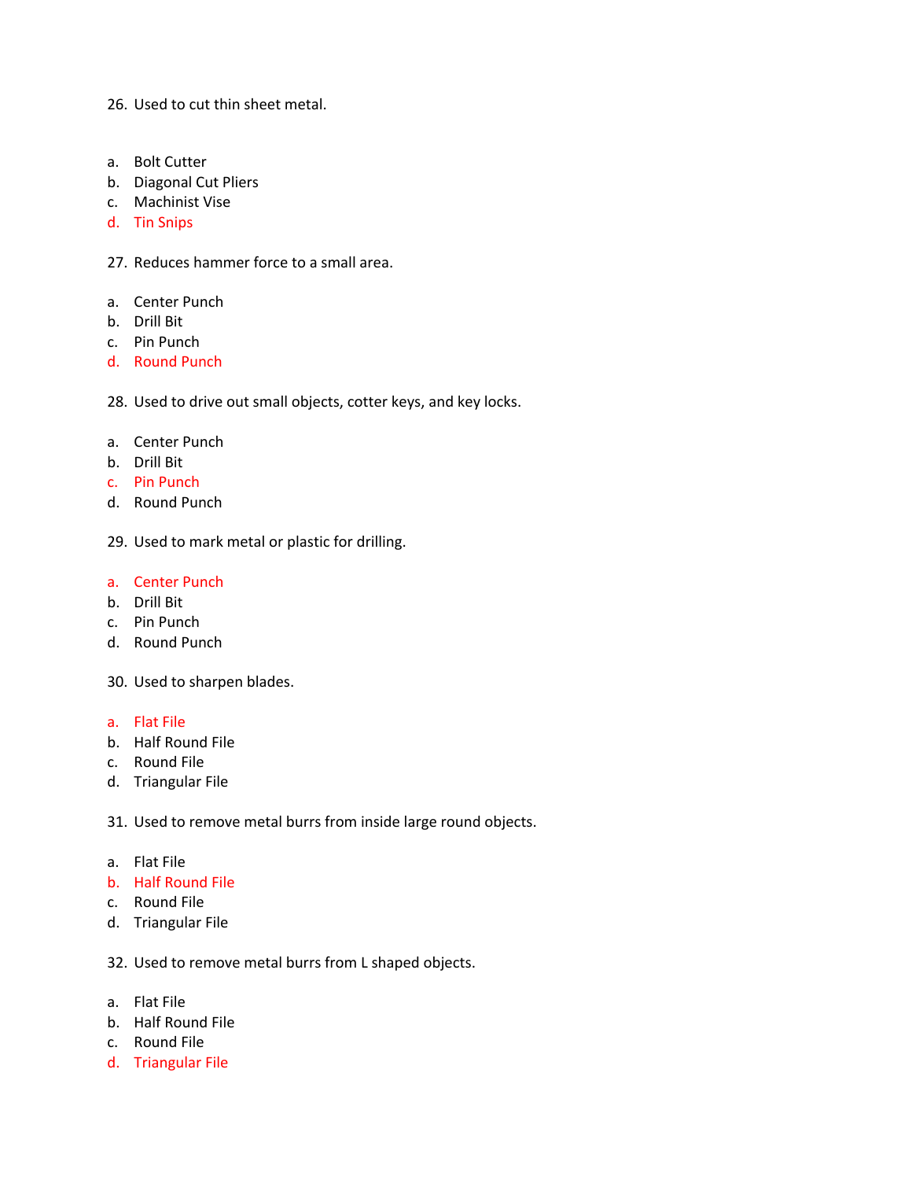26. Used to cut thin sheet metal.

a. Bolt Cutter
b. Diagonal Cut Pliers
c. Machinist Vise
d. Tin Snips

27. Reduces hammer force to a small area.

a. Center Punch
b. Drill Bit
c. Pin Punch
d. Round Punch

28. Used to drive out small objects, cotter keys, and key locks.

a. Center Punch
b. Drill Bit
c. Pin Punch
d. Round Punch

29. Used to mark metal or plastic for drilling.

a. Center Punch
b. Drill Bit
c. Pin Punch
d. Round Punch

30. Used to sharpen blades.

a. Flat File
b. Half Round File
c. Round File
d. Triangular File

31. Used to remove metal burrs from inside large round objects.

a. Flat File
b. Half Round File
c. Round File
d. Triangular File

32. Used to remove metal burrs from L shaped objects.

a. Flat File
b. Half Round File
c. Round File
d. Triangular File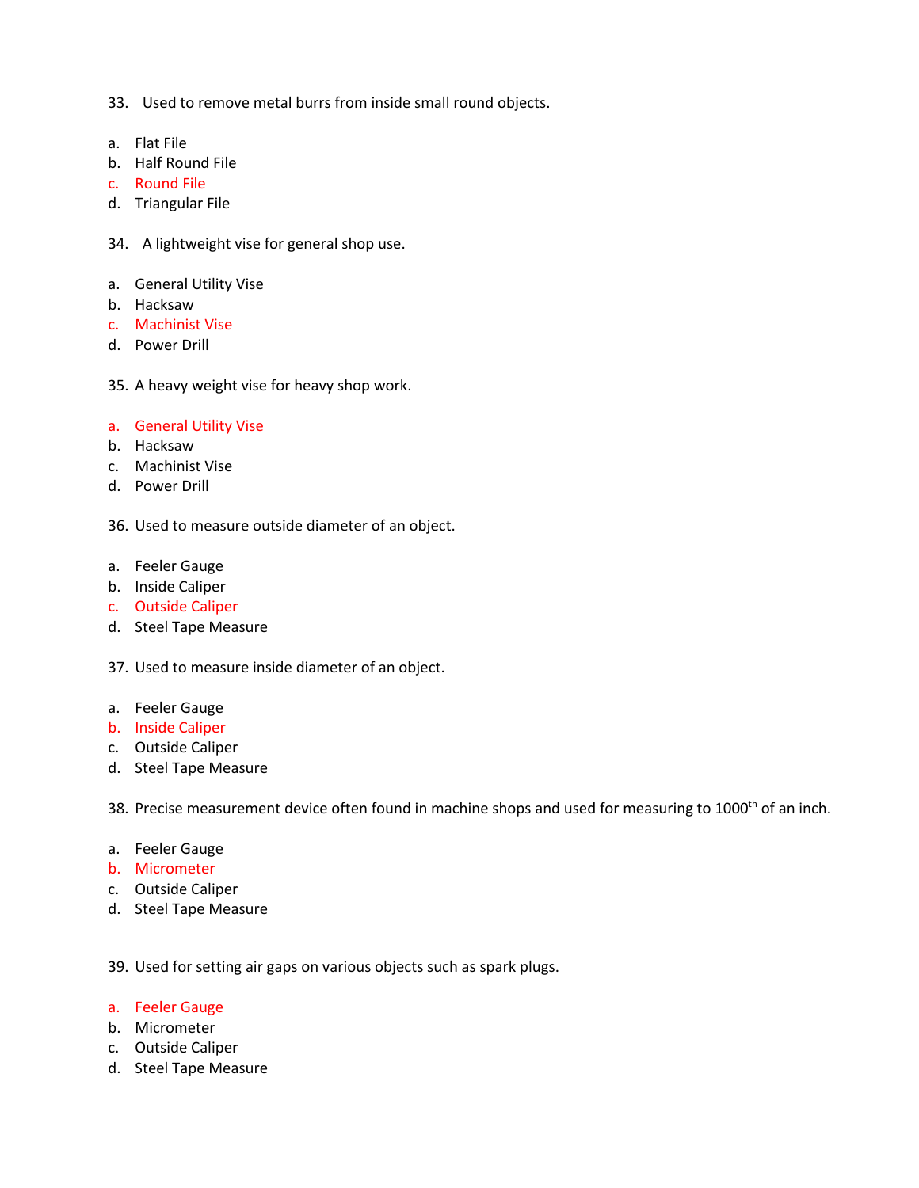33. Used to remove metal burrs from inside small round objects.

a. Flat File
b. Half Round File
**c. Round File**
d. Triangular File

34. A lightweight vise for general shop use.

a. General Utility Vise
b. Hacksaw
**c. Machinist Vise**
d. Power Drill

35. A heavy weight vise for heavy shop work.

**a. General Utility Vise**
b. Hacksaw
c. Machinist Vise
d. Power Drill

36. Used to measure outside diameter of an object.

a. Feeler Gauge
b. Inside Caliper
**c. Outside Caliper**
d. Steel Tape Measure

37. Used to measure inside diameter of an object.

a. Feeler Gauge
**b. Inside Caliper**
c. Outside Caliper
d. Steel Tape Measure

38. Precise measurement device often found in machine shops and used for measuring to 1000th of an inch.

a. Feeler Gauge
**b. Micrometer**
c. Outside Caliper
d. Steel Tape Measure

39. Used for setting air gaps on various objects such as spark plugs.

**a. Feeler Gauge**
b. Micrometer
c. Outside Caliper
d. Steel Tape Measure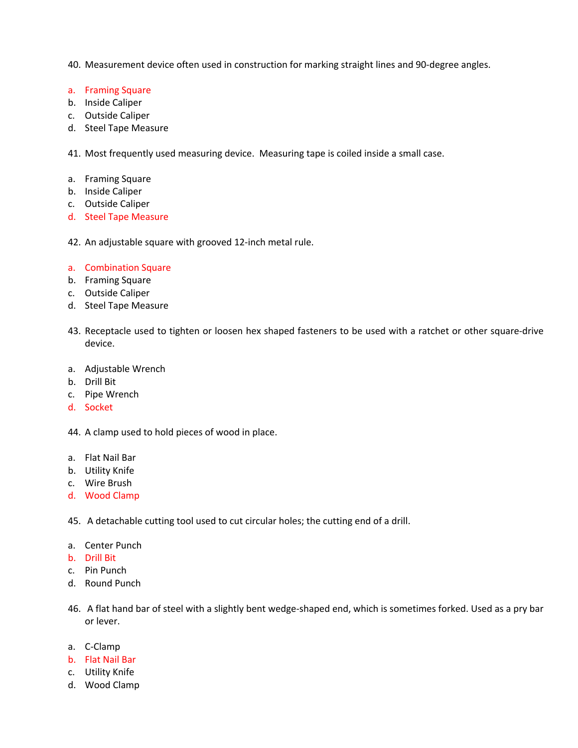40. Measurement device often used in construction for marking straight lines and 90-degree angles.

a. Framing Square
b. Inside Caliper
c. Outside Caliper
d. Steel Tape Measure

41. Most frequently used measuring device. Measuring tape is coiled inside a small case.

a. Framing Square
b. Inside Caliper
c. Outside Caliper
d. Steel Tape Measure

42. An adjustable square with grooved 12-inch metal rule.

a. Combination Square
b. Framing Square
c. Outside Caliper
d. Steel Tape Measure

43. Receptacle used to tighten or loosen hex shaped fasteners to be used with a ratchet or other square-drive device.

a. Adjustable Wrench
b. Drill Bit
c. Pipe Wrench
d. Socket

44. A clamp used to hold pieces of wood in place.

a. Flat Nail Bar
b. Utility Knife
c. Wire Brush
d. Wood Clamp

45. A detachable cutting tool used to cut circular holes; the cutting end of a drill.

a. Center Punch
b. Drill Bit
c. Pin Punch
d. Round Punch

46. A flat hand bar of steel with a slightly bent wedge-shaped end, which is sometimes forked. Used as a pry bar or lever.

a. C-Clamp
b. Flat Nail Bar
c. Utility Knife
d. Wood Clamp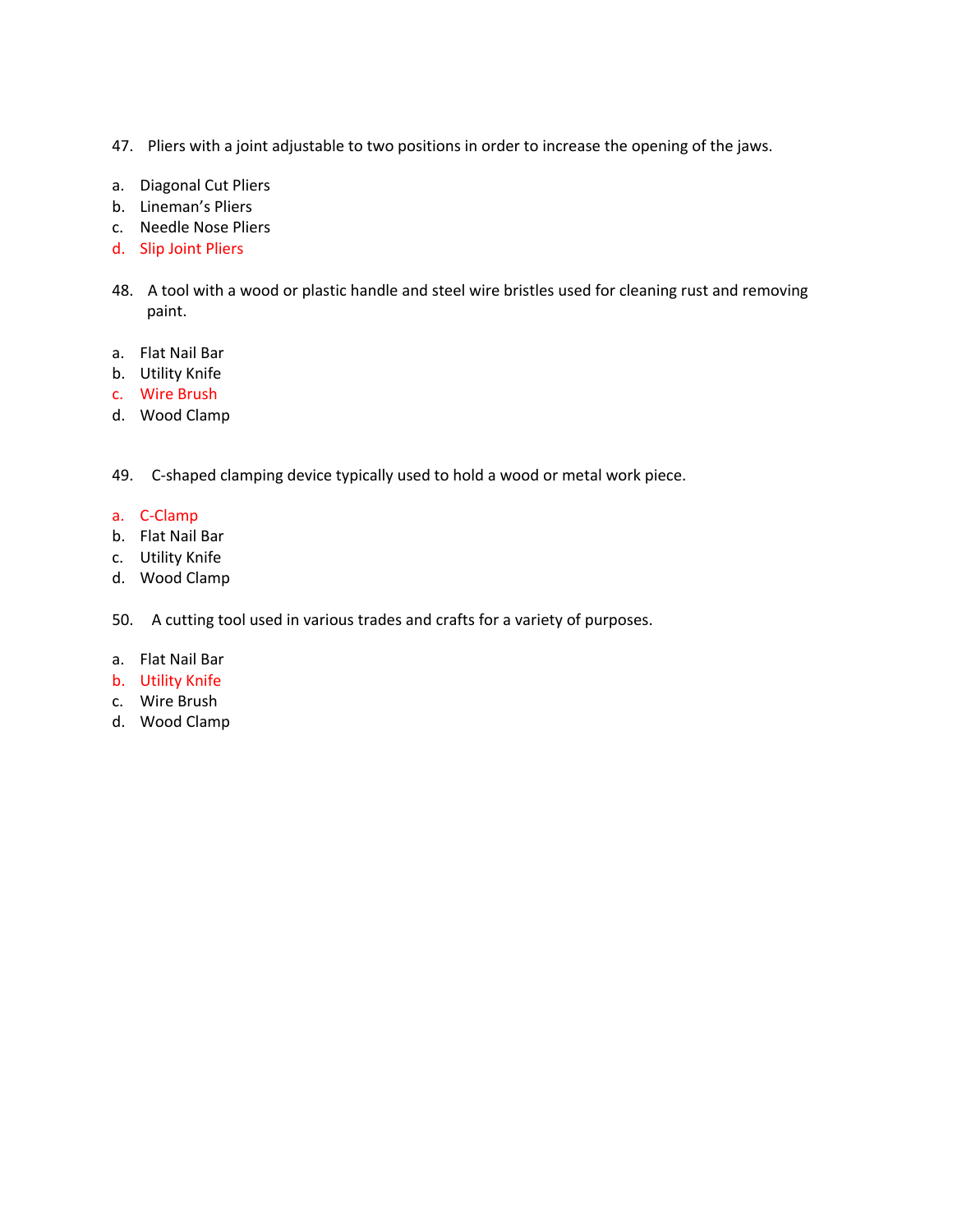47. Pliers with a joint adjustable to two positions in order to increase the opening of the jaws.

a. Diagonal Cut Pliers
b. Lineman's Pliers
c. Needle Nose Pliers
d. Slip Joint Pliers

48. A tool with a wood or plastic handle and steel wire bristles used for cleaning rust and removing paint.

a. Flat Nail Bar
b. Utility Knife
c. Wire Brush
d. Wood Clamp

49. C-shaped clamping device typically used to hold a wood or metal work piece.

a. C-Clamp
b. Flat Nail Bar
c. Utility Knife
d. Wood Clamp

50. A cutting tool used in various trades and crafts for a variety of purposes.

a. Flat Nail Bar
b. Utility Knife
c. Wire Brush
d. Wood Clamp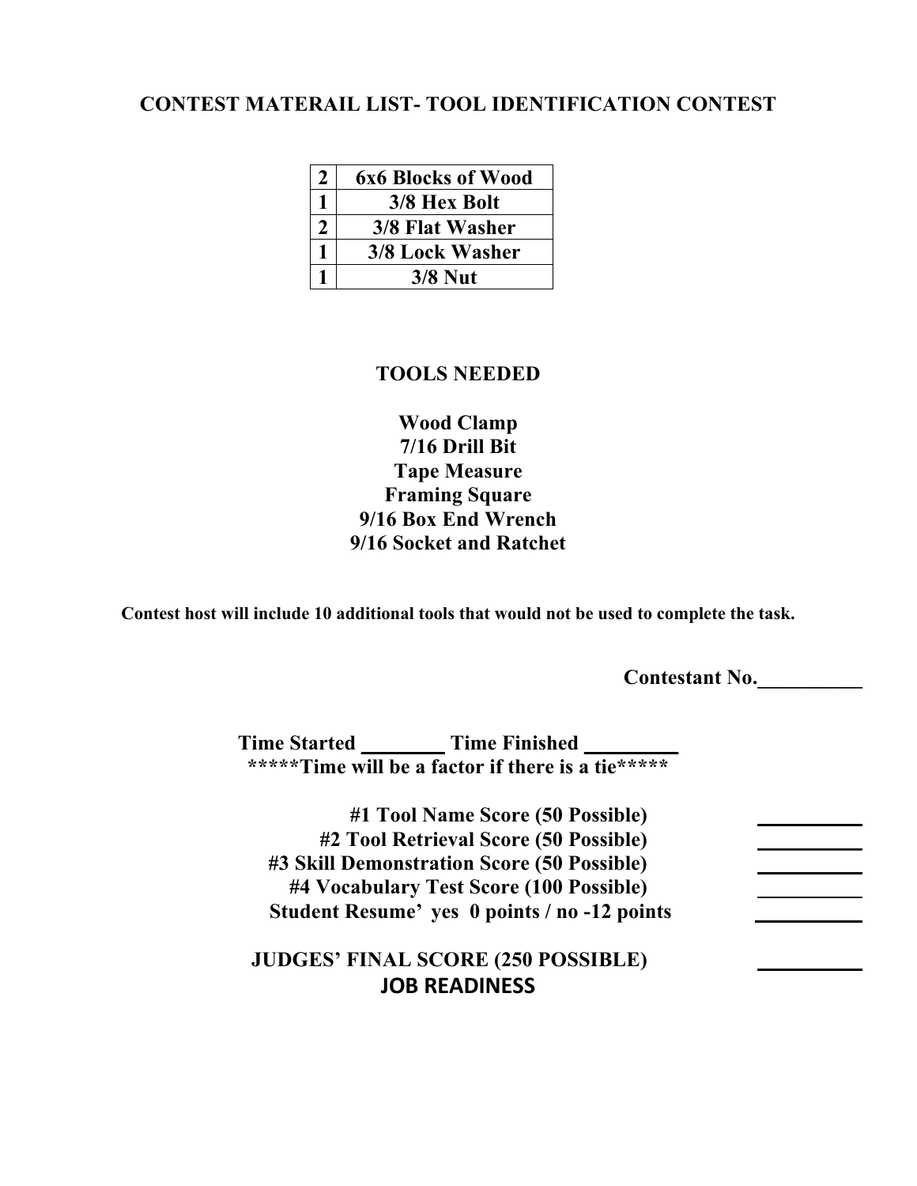## CONTEST MATERAIL LIST- TOOL IDENTIFICATION CONTEST

| | |
|---|---|
| 2 | 6x6 Blocks of Wood |
| 1 | 3/8 Hex Bolt |
| 2 | 3/8 Flat Washer |
| 1 | 3/8 Lock Washer |
| 1 | 3/8 Nut |

### TOOLS NEEDED

**Wood Clamp**
**7/16 Drill Bit**
**Tape Measure**
**Framing Square**
**9/16 Box End Wrench**
**9/16 Socket and Ratchet**

**Contest host will include 10 additional tools that would not be used to complete the task.**

**Contestant No.__________**

**Time Started ________ Time Finished ________**
**\*\*\*\*\*Time will be a factor if there is a tie\*\*\*\*\***

**#1 Tool Name Score (50 Possible)** __________
**#2 Tool Retrieval Score (50 Possible)** __________
**#3 Skill Demonstration Score (50 Possible)** __________
**#4 Vocabulary Test Score (100 Possible)** __________
**Student Resume' yes 0 points / no -12 points** __________

**JUDGES' FINAL SCORE (250 POSSIBLE)** __________
**JOB READINESS**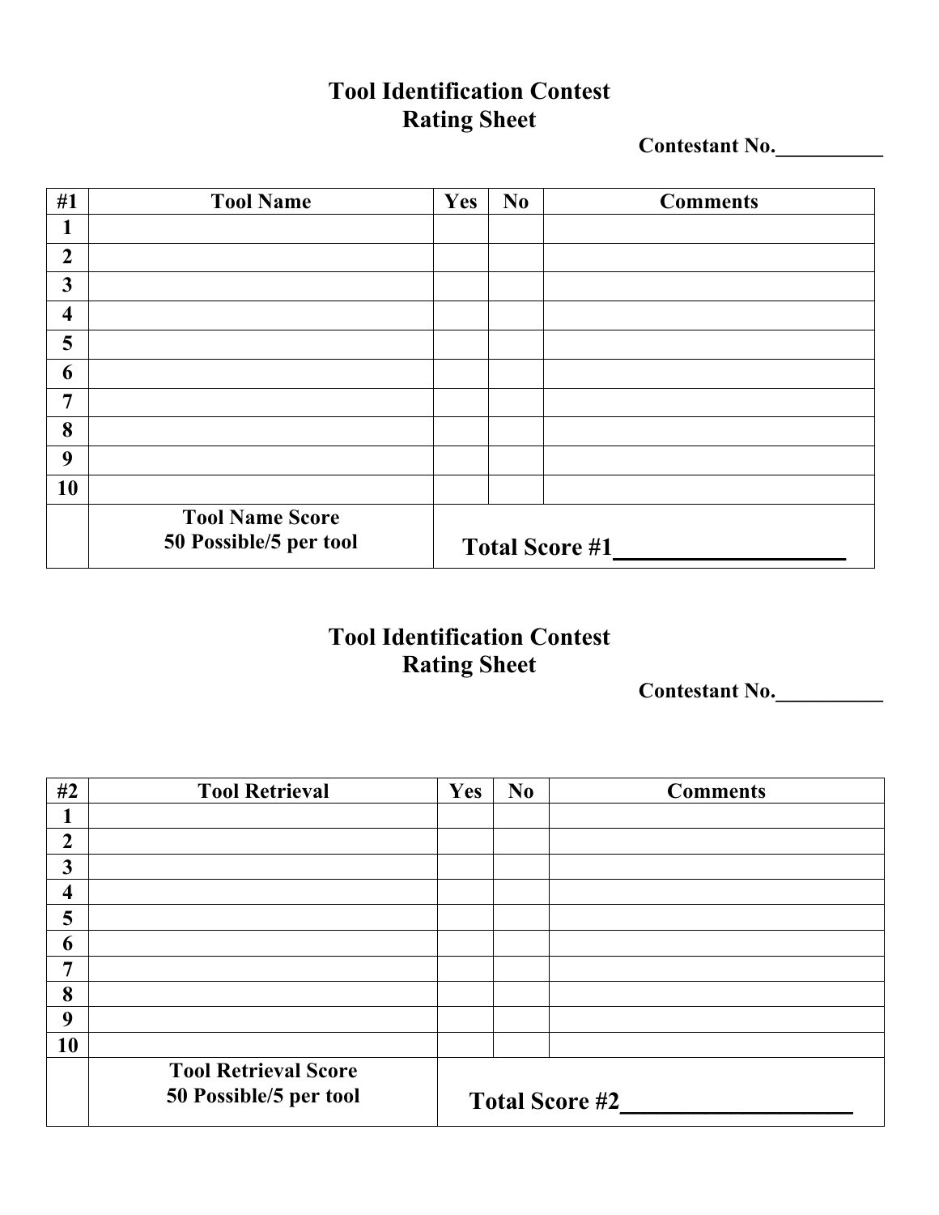# Tool Identification Contest
## Rating Sheet

**Contestant No.__________**

| #1 | Tool Name | Yes | No | Comments |
|---|---|---|---|---|
| 1 | | | | |
| 2 | | | | |
| 3 | | | | |
| 4 | | | | |
| 5 | | | | |
| 6 | | | | |
| 7 | | | | |
| 8 | | | | |
| 9 | | | | |
| 10 | | | | |
| | **Tool Name Score 50 Possible/5 per tool** | **Total Score #1___________________** | | |

# Tool Identification Contest
## Rating Sheet

**Contestant No.__________**

| #2 | Tool Retrieval | Yes | No | Comments |
|---|---|---|---|---|
| 1 | | | | |
| 2 | | | | |
| 3 | | | | |
| 4 | | | | |
| 5 | | | | |
| 6 | | | | |
| 7 | | | | |
| 8 | | | | |
| 9 | | | | |
| 10 | | | | |
| | **Tool Retrieval Score 50 Possible/5 per tool** | **Total Score #2___________________** | | |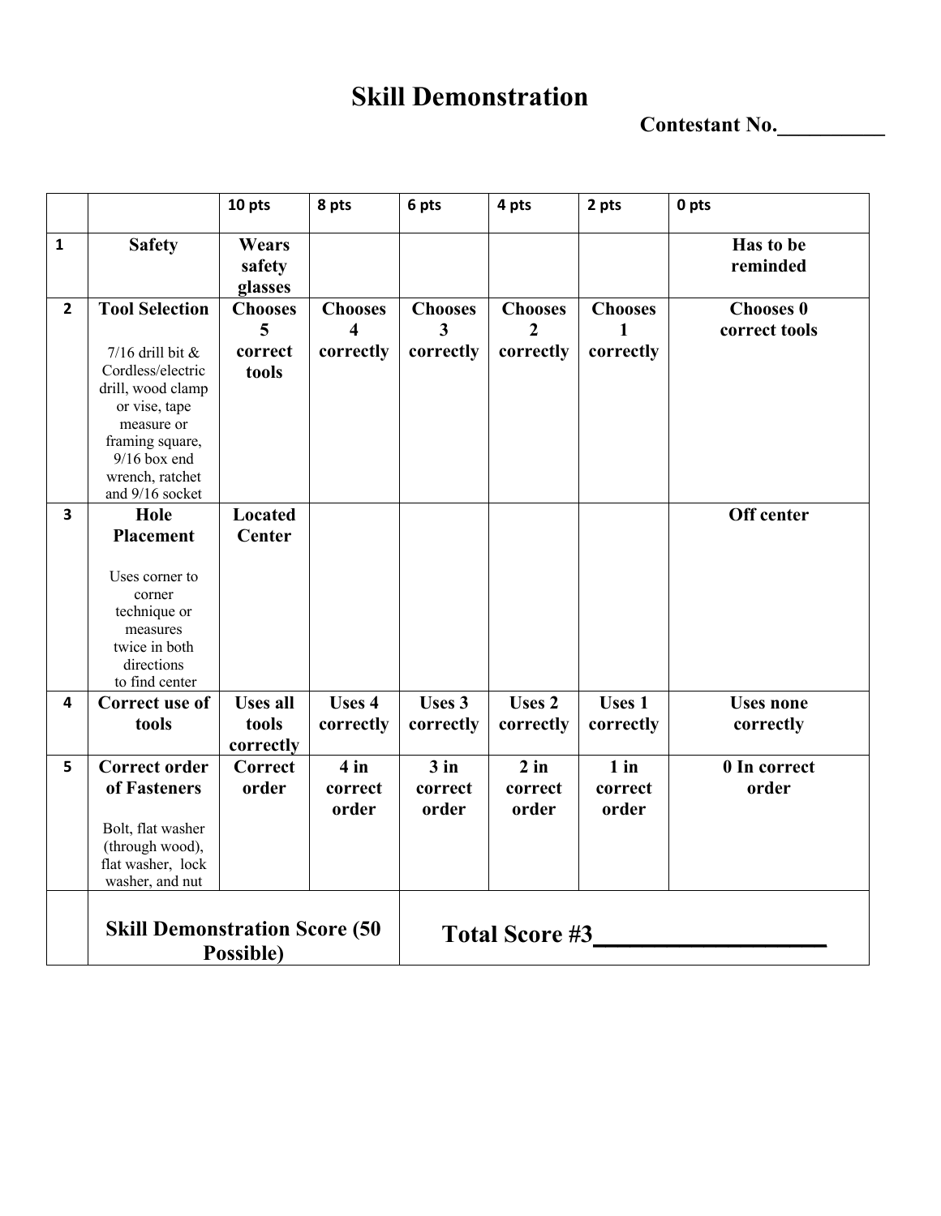# Skill Demonstration

**Contestant No.__________**

| | | 10 pts | 8 pts | 6 pts | 4 pts | 2 pts | 0 pts |
|---|---|---|---|---|---|---|---|
| 1 | **Safety** | **Wears safety glasses** | | | | | **Has to be reminded** |
| 2 | **Tool Selection**<br><br>7/16 drill bit & Cordless/electric drill, wood clamp or vise, tape measure or framing square, 9/16 box end wrench, ratchet and 9/16 socket | **Chooses 5 correct tools** | **Chooses 4 correctly** | **Chooses 3 correctly** | **Chooses 2 correctly** | **Chooses 1 correctly** | **Chooses 0 correct tools** |
| 3 | **Hole Placement**<br><br>Uses corner to corner technique or measures twice in both directions to find center | **Located Center** | | | | | **Off center** |
| 4 | **Correct use of tools** | **Uses all tools correctly** | **Uses 4 correctly** | **Uses 3 correctly** | **Uses 2 correctly** | **Uses 1 correctly** | **Uses none correctly** |
| 5 | **Correct order of Fasteners**<br><br>Bolt, flat washer (through wood), flat washer, lock washer, and nut | **Correct order** | **4 in correct order** | **3 in correct order** | **2 in correct order** | **1 in correct order** | **0 In correct order** |
| | **Skill Demonstration Score (50 Possible)** | | **Total Score #3___________________** | | | | |